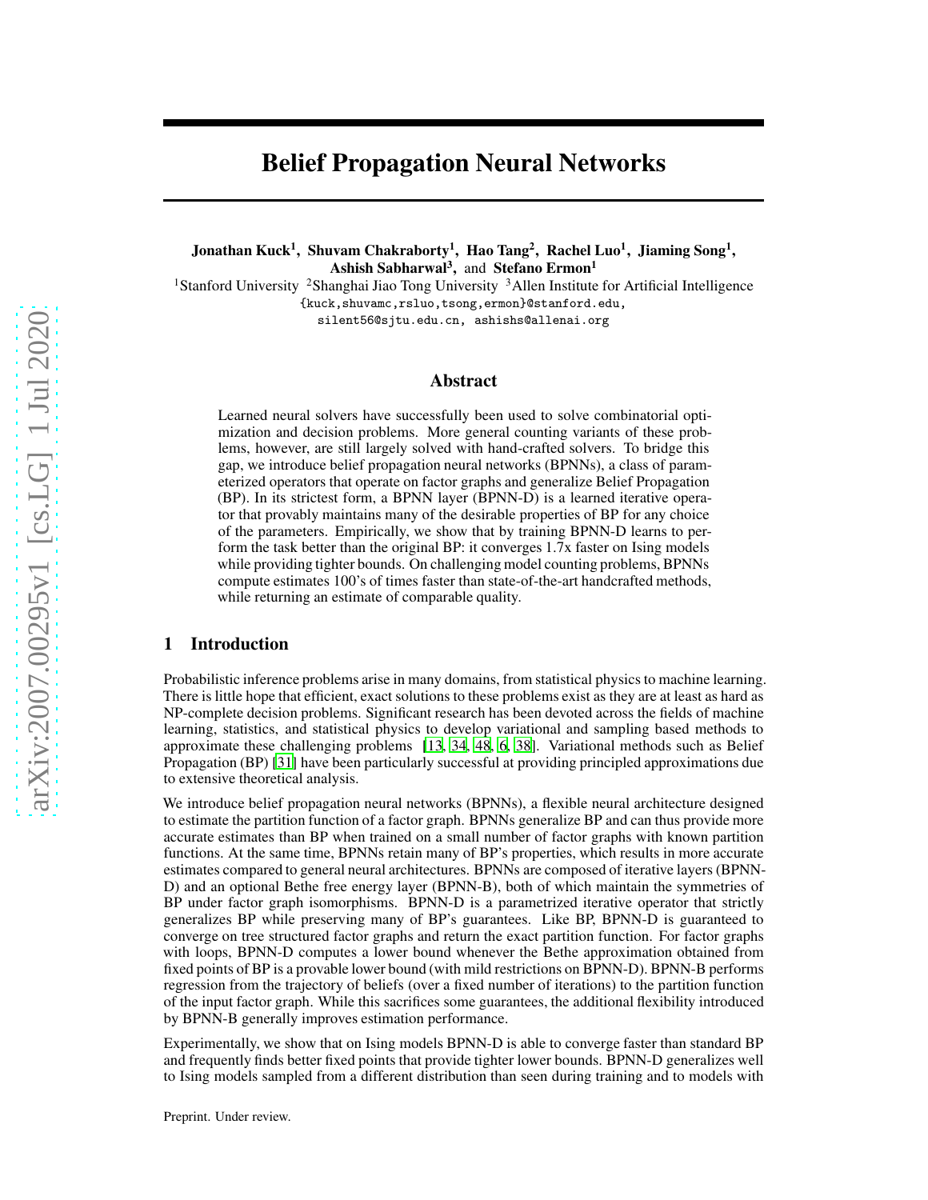# Belief Propagation Neural Networks

**Jonathan Kuck[1], Shuvam Chakraborty[1], Hao Tang[2], Rachel Luo[1], Jiaming Song[1], Ashish Sabharwal[3], and Stefano Ermon[1]**

[1]Stanford University [2]Shanghai Jiao Tong University [3]Allen Institute for Artificial Intelligence

{kuck,shuvamc,rsluo,tsong,ermon}@stanford.edu,
silent56@sjtu.edu.cn, ashishs@allenai.org

## Abstract

Learned neural solvers have successfully been used to solve combinatorial optimization and decision problems. More general counting variants of these problems, however, are still largely solved with hand-crafted solvers. To bridge this gap, we introduce belief propagation neural networks (BPNNs), a class of parameterized operators that operate on factor graphs and generalize Belief Propagation (BP). In its strictest form, a BPNN layer (BPNN-D) is a learned iterative operator that provably maintains many of the desirable properties of BP for any choice of the parameters. Empirically, we show that by training BPNN-D learns to perform the task better than the original BP: it converges 1.7x faster on Ising models while providing tighter bounds. On challenging model counting problems, BPNNs compute estimates 100's of times faster than state-of-the-art handcrafted methods, while returning an estimate of comparable quality.

## 1 Introduction

Probabilistic inference problems arise in many domains, from statistical physics to machine learning. There is little hope that efficient, exact solutions to these problems exist as they are at least as hard as NP-complete decision problems. Significant research has been devoted across the fields of machine learning, statistics, and statistical physics to develop variational and sampling based methods to approximate these challenging problems [13, 34, 48, 6, 38]. Variational methods such as Belief Propagation (BP) [31] have been particularly successful at providing principled approximations due to extensive theoretical analysis.

We introduce belief propagation neural networks (BPNNs), a flexible neural architecture designed to estimate the partition function of a factor graph. BPNNs generalize BP and can thus provide more accurate estimates than BP when trained on a small number of factor graphs with known partition functions. At the same time, BPNNs retain many of BP's properties, which results in more accurate estimates compared to general neural architectures. BPNNs are composed of iterative layers (BPNN-D) and an optional Bethe free energy layer (BPNN-B), both of which maintain the symmetries of BP under factor graph isomorphisms. BPNN-D is a parametrized iterative operator that strictly generalizes BP while preserving many of BP's guarantees. Like BP, BPNN-D is guaranteed to converge on tree structured factor graphs and return the exact partition function. For factor graphs with loops, BPNN-D computes a lower bound whenever the Bethe approximation obtained from fixed points of BP is a provable lower bound (with mild restrictions on BPNN-D). BPNN-B performs regression from the trajectory of beliefs (over a fixed number of iterations) to the partition function of the input factor graph. While this sacrifices some guarantees, the additional flexibility introduced by BPNN-B generally improves estimation performance.

Experimentally, we show that on Ising models BPNN-D is able to converge faster than standard BP and frequently finds better fixed points that provide tighter lower bounds. BPNN-D generalizes well to Ising models sampled from a different distribution than seen during training and to models with

Preprint. Under review.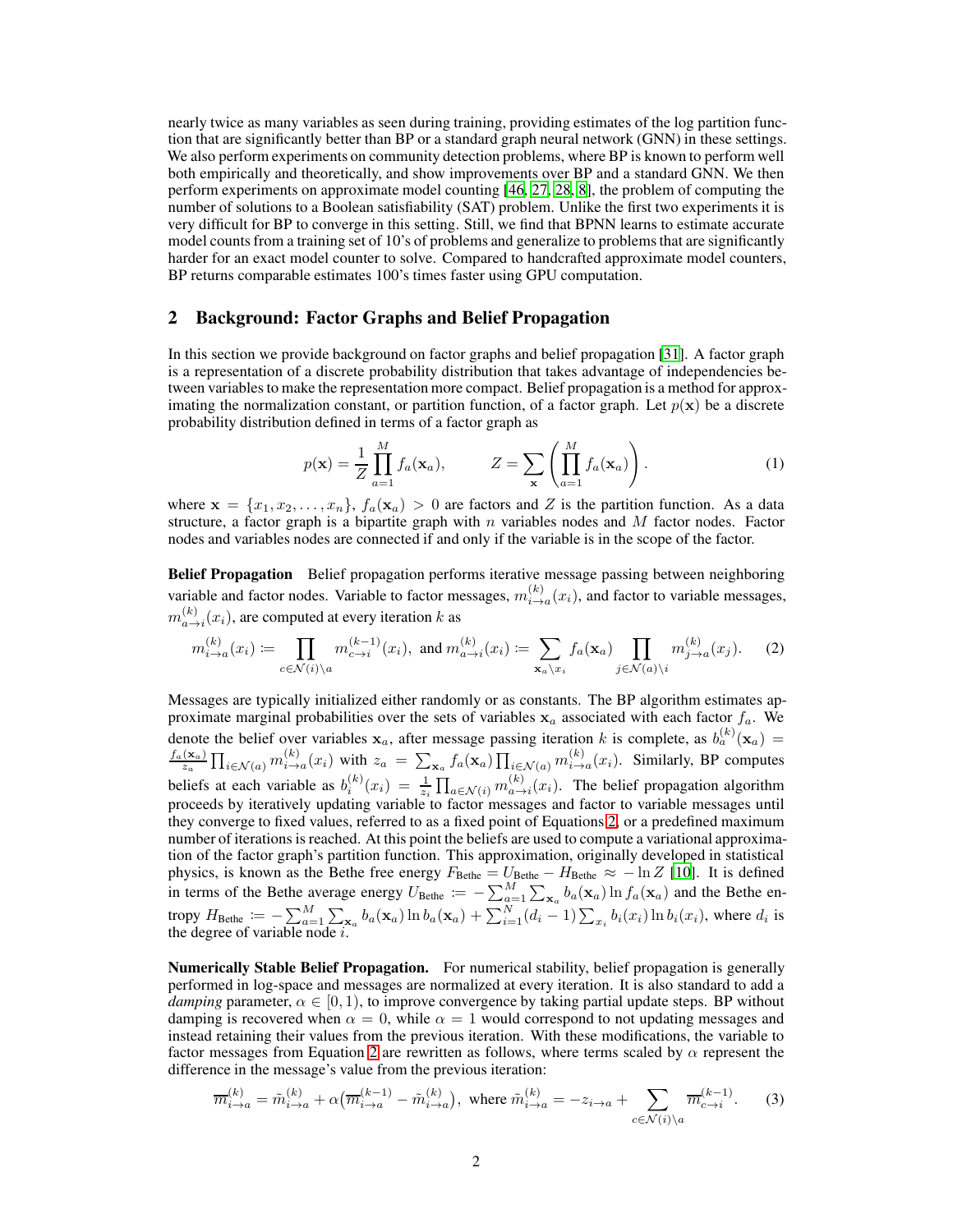nearly twice as many variables as seen during training, providing estimates of the log partition function that are significantly better than BP or a standard graph neural network (GNN) in these settings. We also perform experiments on community detection problems, where BP is known to perform well both empirically and theoretically, and show improvements over BP and a standard GNN. We then perform experiments on approximate model counting [46, 27, 28, 8], the problem of computing the number of solutions to a Boolean satisfiability (SAT) problem. Unlike the first two experiments it is very difficult for BP to converge in this setting. Still, we find that BPNN learns to estimate accurate model counts from a training set of 10's of problems and generalize to problems that are significantly harder for an exact model counter to solve. Compared to handcrafted approximate model counters, BP returns comparable estimates 100's times faster using GPU computation.

## 2 Background: Factor Graphs and Belief Propagation

In this section we provide background on factor graphs and belief propagation [31]. A factor graph is a representation of a discrete probability distribution that takes advantage of independencies between variables to make the representation more compact. Belief propagation is a method for approximating the normalization constant, or partition function, of a factor graph. Let $p(\mathbf{x})$ be a discrete probability distribution defined in terms of a factor graph as

$$p(\mathbf{x}) = \frac{1}{Z}\prod_{a=1}^{M} f_a(\mathbf{x}_a), \qquad Z = \sum_{\mathbf{x}}\left(\prod_{a=1}^{M} f_a(\mathbf{x}_a)\right). \tag{1}$$

where $\mathbf{x} = \{x_1, x_2, \dots, x_n\}$, $f_a(\mathbf{x}_a) > 0$ are factors and $Z$ is the partition function. As a data structure, a factor graph is a bipartite graph with $n$ variables nodes and $M$ factor nodes. Factor nodes and variables nodes are connected if and only if the variable is in the scope of the factor.

**Belief Propagation** Belief propagation performs iterative message passing between neighboring variable and factor nodes. Variable to factor messages, $m^{(k)}_{i\to a}(x_i)$, and factor to variable messages, $m^{(k)}_{a\to i}(x_i)$, are computed at every iteration $k$ as

$$m^{(k)}_{i\to a}(x_i) \coloneqq \prod_{c\in\mathcal{N}(i)\setminus a} m^{(k-1)}_{c\to i}(x_i), \text{ and } m^{(k)}_{a\to i}(x_i) \coloneqq \sum_{\mathbf{x}_a\setminus x_i} f_a(\mathbf{x}_a) \prod_{j\in\mathcal{N}(a)\setminus i} m^{(k)}_{j\to a}(x_j). \tag{2}$$

Messages are typically initialized either randomly or as constants. The BP algorithm estimates approximate marginal probabilities over the sets of variables $\mathbf{x}_a$ associated with each factor $f_a$. We denote the belief over variables $\mathbf{x}_a$, after message passing iteration $k$ is complete, as $b^{(k)}_a(\mathbf{x}_a) = \frac{f_a(\mathbf{x}_a)}{z_a}\prod_{i\in\mathcal{N}(a)} m^{(k)}_{i\to a}(x_i)$ with $z_a = \sum_{\mathbf{x}_a} f_a(\mathbf{x}_a)\prod_{i\in\mathcal{N}(a)} m^{(k)}_{i\to a}(x_i)$. Similarly, BP computes beliefs at each variable as $b^{(k)}_i(x_i) = \frac{1}{z_i}\prod_{a\in\mathcal{N}(i)} m^{(k)}_{a\to i}(x_i)$. The belief propagation algorithm proceeds by iteratively updating variable to factor messages and factor to variable messages until they converge to fixed values, referred to as a fixed point of Equations 2, or a predefined maximum number of iterations is reached. At this point the beliefs are used to compute a variational approximation of the factor graph's partition function. This approximation, originally developed in statistical physics, is known as the Bethe free energy $F_{\text{Bethe}} = U_{\text{Bethe}} - H_{\text{Bethe}} \approx -\ln Z$ [10]. It is defined in terms of the Bethe average energy $U_{\text{Bethe}} \coloneqq -\sum_{a=1}^{M}\sum_{\mathbf{x}_a} b_a(\mathbf{x}_a)\ln f_a(\mathbf{x}_a)$ and the Bethe entropy $H_{\text{Bethe}} \coloneqq -\sum_{a=1}^{M}\sum_{\mathbf{x}_a} b_a(\mathbf{x}_a)\ln b_a(\mathbf{x}_a) + \sum_{i=1}^{N}(d_i - 1)\sum_{x_i} b_i(x_i)\ln b_i(x_i)$, where $d_i$ is the degree of variable node $i$.

**Numerically Stable Belief Propagation.** For numerical stability, belief propagation is generally performed in log-space and messages are normalized at every iteration. It is also standard to add a *damping* parameter, $\alpha \in [0, 1)$, to improve convergence by taking partial update steps. BP without damping is recovered when $\alpha = 0$, while $\alpha = 1$ would correspond to not updating messages and instead retaining their values from the previous iteration. With these modifications, the variable to factor messages from Equation 2 are rewritten as follows, where terms scaled by $\alpha$ represent the difference in the message's value from the previous iteration:

$$\overline{m}^{(k)}_{i\to a} = \tilde{m}^{(k)}_{i\to a} + \alpha\big(\overline{m}^{(k-1)}_{i\to a} - \tilde{m}^{(k)}_{i\to a}\big), \text{ where } \tilde{m}^{(k)}_{i\to a} = -z_{i\to a} + \sum_{c\in\mathcal{N}(i)\setminus a} \overline{m}^{(k-1)}_{c\to i}. \tag{3}$$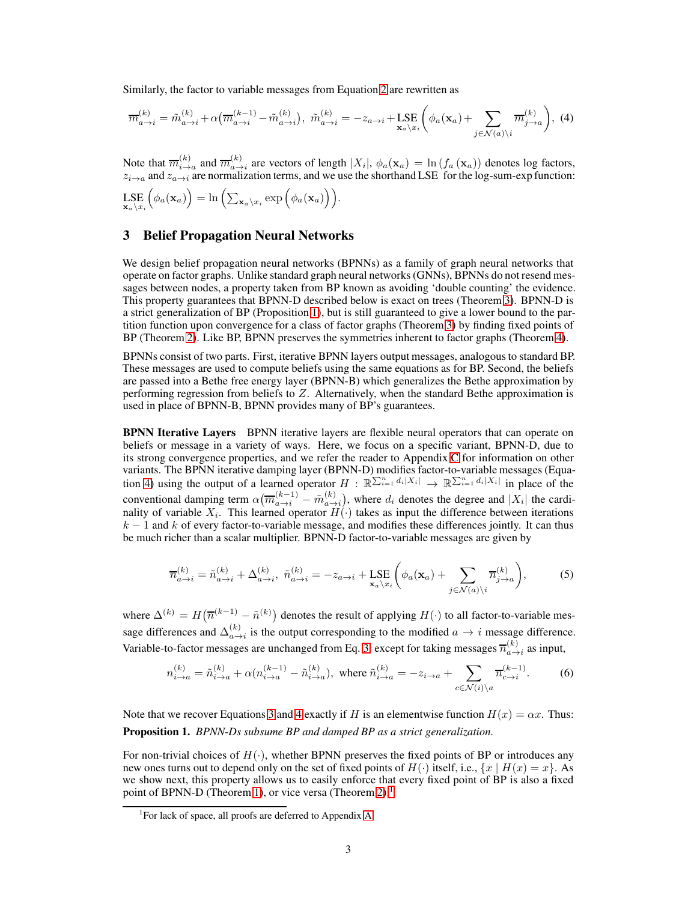Similarly, the factor to variable messages from Equation 2 are rewritten as

$$\overline{m}_{a\to i}^{(k)} = \tilde{m}_{a\to i}^{(k)} + \alpha\big(\overline{m}_{a\to i}^{(k-1)} - \tilde{m}_{a\to i}^{(k)}\big),\ \ \tilde{m}_{a\to i}^{(k)} = -z_{a\to i} + \underset{\mathbf{x}_a \setminus x_i}{\text{LSE}} \left( \phi_a(\mathbf{x}_a) + \sum_{j \in \mathcal{N}(a)\setminus i} \overline{m}_{j\to a}^{(k)} \right), \quad (4)$$

Note that $\overline{m}_{i\to a}^{(k)}$ and $\overline{m}_{a\to i}^{(k)}$ are vectors of length $|X_i|$, $\phi_a(\mathbf{x}_a) = \ln\left(f_a\left(\mathbf{x}_a\right)\right)$ denotes log factors, $z_{i\to a}$ and $z_{a\to i}$ are normalization terms, and we use the shorthand LSE for the log-sum-exp function: $\underset{\mathbf{x}_a \setminus x_i}{\text{LSE}}\Big(\phi_a(\mathbf{x}_a)\Big) = \ln\Big(\sum_{\mathbf{x}_a\setminus x_i} \exp\Big(\phi_a(\mathbf{x}_a)\Big)\Big)$.

## 3 Belief Propagation Neural Networks

We design belief propagation neural networks (BPNNs) as a family of graph neural networks that operate on factor graphs. Unlike standard graph neural networks (GNNs), BPNNs do not resend messages between nodes, a property taken from BP known as avoiding 'double counting' the evidence. This property guarantees that BPNN-D described below is exact on trees (Theorem 3). BPNN-D is a strict generalization of BP (Proposition 1), but is still guaranteed to give a lower bound to the partition function upon convergence for a class of factor graphs (Theorem 3) by finding fixed points of BP (Theorem 2). Like BP, BPNN preserves the symmetries inherent to factor graphs (Theorem 4).

BPNNs consist of two parts. First, iterative BPNN layers output messages, analogous to standard BP. These messages are used to compute beliefs using the same equations as for BP. Second, the beliefs are passed into a Bethe free energy layer (BPNN-B) which generalizes the Bethe approximation by performing regression from beliefs to $Z$. Alternatively, when the standard Bethe approximation is used in place of BPNN-B, BPNN provides many of BP's guarantees.

**BPNN Iterative Layers** BPNN iterative layers are flexible neural operators that can operate on beliefs or message in a variety of ways. Here, we focus on a specific variant, BPNN-D, due to its strong convergence properties, and we refer the reader to Appendix C for information on other variants. The BPNN iterative damping layer (BPNN-D) modifies factor-to-variable messages (Equation 4) using the output of a learned operator $H : \mathbb{R}^{\sum_{i=1}^n d_i |X_i|} \to \mathbb{R}^{\sum_{i=1}^n d_i |X_i|}$ in place of the conventional damping term $\alpha\big(\overline{m}_{a\to i}^{(k-1)} - \tilde{m}_{a\to i}^{(k)}\big)$, where $d_i$ denotes the degree and $|X_i|$ the cardinality of variable $X_i$. This learned operator $H(\cdot)$ takes as input the difference between iterations $k-1$ and $k$ of every factor-to-variable message, and modifies these differences jointly. It can thus be much richer than a scalar multiplier. BPNN-D factor-to-variable messages are given by

$$\overline{n}_{a\to i}^{(k)} = \tilde{n}_{a\to i}^{(k)} + \Delta_{a\to i}^{(k)},\ \ \tilde{n}_{a\to i}^{(k)} = -z_{a\to i} + \underset{\mathbf{x}_a \setminus x_i}{\text{LSE}} \left( \phi_a(\mathbf{x}_a) + \sum_{j \in \mathcal{N}(a)\setminus i} \overline{n}_{j\to a}^{(k)} \right), \quad (5)$$

where $\Delta^{(k)} = H\big(\overline{n}^{(k-1)} - \tilde{n}^{(k)}\big)$ denotes the result of applying $H(\cdot)$ to all factor-to-variable message differences and $\Delta_{a\to i}^{(k)}$ is the output corresponding to the modified $a \to i$ message difference. Variable-to-factor messages are unchanged from Eq. 3, except for taking messages $\overline{n}_{a\to i}^{(k)}$ as input,

$$n_{i\to a}^{(k)} = \tilde{n}_{i\to a}^{(k)} + \alpha\big(n_{i\to a}^{(k-1)} - \tilde{n}_{i\to a}^{(k)}\big),\ \text{where}\ \tilde{n}_{i\to a}^{(k)} = -z_{i\to a} + \sum_{c \in \mathcal{N}(i)\setminus a} \overline{n}_{c\to i}^{(k-1)}. \quad (6)$$

Note that we recover Equations 3 and 4 exactly if $H$ is an elementwise function $H(x) = \alpha x$. Thus:

**Proposition 1.** *BPNN-Ds subsume BP and damped BP as a strict generalization.*

For non-trivial choices of $H(\cdot)$, whether BPNN preserves the fixed points of BP or introduces any new ones turns out to depend only on the set of fixed points of $H(\cdot)$ itself, i.e., $\{x \mid H(x) = x\}$. As we show next, this property allows us to easily enforce that every fixed point of BP is also a fixed point of BPNN-D (Theorem 1), or vice versa (Theorem 2).[1]

[1] For lack of space, all proofs are deferred to Appendix A.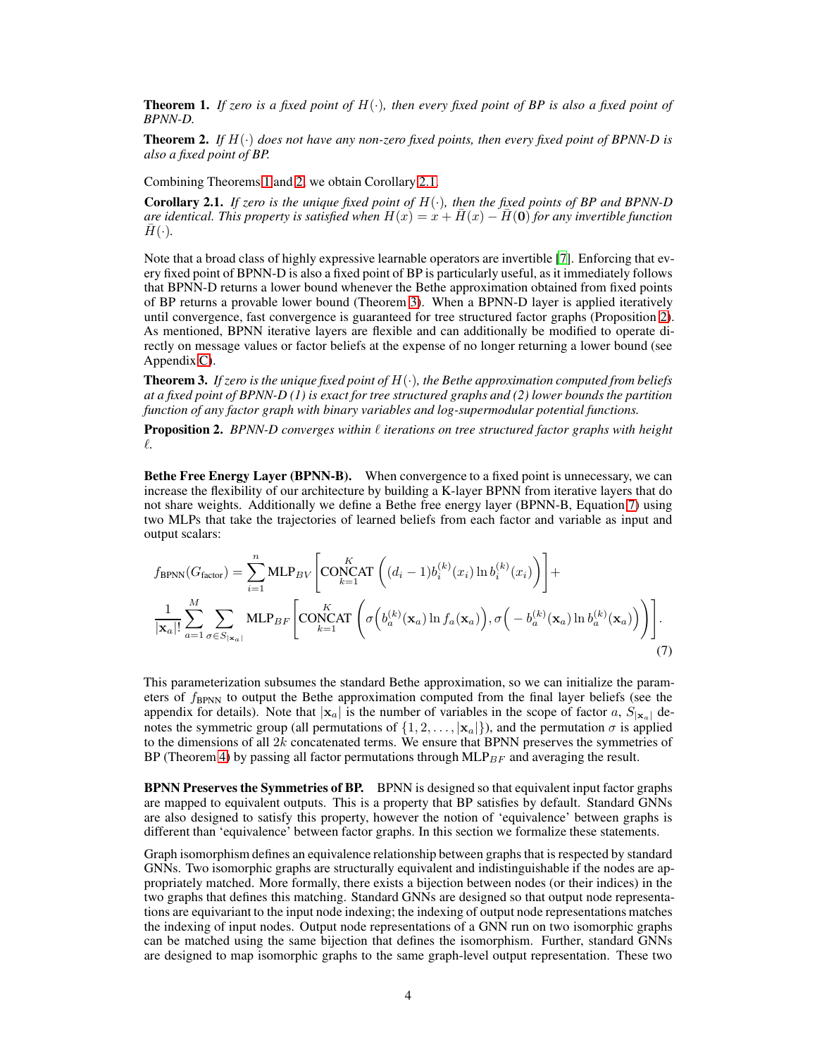**Theorem 1.** *If zero is a fixed point of $H(\cdot)$, then every fixed point of BP is also a fixed point of BPNN-D.*

**Theorem 2.** *If $H(\cdot)$ does not have any non-zero fixed points, then every fixed point of BPNN-D is also a fixed point of BP.*

Combining Theorems 1 and 2, we obtain Corollary 2.1.

**Corollary 2.1.** *If zero is the unique fixed point of $H(\cdot)$, then the fixed points of BP and BPNN-D are identical. This property is satisfied when $H(x) = x + \bar{H}(x) - \bar{H}(\mathbf{0})$ for any invertible function $\bar{H}(\cdot)$.*

Note that a broad class of highly expressive learnable operators are invertible [7]. Enforcing that every fixed point of BPNN-D is also a fixed point of BP is particularly useful, as it immediately follows that BPNN-D returns a lower bound whenever the Bethe approximation obtained from fixed points of BP returns a provable lower bound (Theorem 3). When a BPNN-D layer is applied iteratively until convergence, fast convergence is guaranteed for tree structured factor graphs (Proposition 2). As mentioned, BPNN iterative layers are flexible and can additionally be modified to operate directly on message values or factor beliefs at the expense of no longer returning a lower bound (see Appendix C).

**Theorem 3.** *If zero is the unique fixed point of $H(\cdot)$, the Bethe approximation computed from beliefs at a fixed point of BPNN-D (1) is exact for tree structured graphs and (2) lower bounds the partition function of any factor graph with binary variables and log-supermodular potential functions.*

**Proposition 2.** *BPNN-D converges within $\ell$ iterations on tree structured factor graphs with height $\ell$.*

**Bethe Free Energy Layer (BPNN-B).** When convergence to a fixed point is unnecessary, we can increase the flexibility of our architecture by building a K-layer BPNN from iterative layers that do not share weights. Additionally we define a Bethe free energy layer (BPNN-B, Equation 7) using two MLPs that take the trajectories of learned beliefs from each factor and variable as input and output scalars:

$$
f_{\text{BPNN}}(G_{\text{factor}}) = \sum_{i=1}^{n} \text{MLP}_{BV}\left[\underset{k=1}{\overset{K}{\text{CONCAT}}}\left((d_i - 1) b_i^{(k)}(x_i) \ln b_i^{(k)}(x_i)\right)\right] +
$$
$$
\frac{1}{|\mathbf{x}_a|!} \sum_{a=1}^{M} \sum_{\sigma \in S_{|\mathbf{x}_a|}} \text{MLP}_{BF}\left[\underset{k=1}{\overset{K}{\text{CONCAT}}}\left(\sigma\Big(b_a^{(k)}(\mathbf{x}_a) \ln f_a(\mathbf{x}_a)\Big), \sigma\Big(-b_a^{(k)}(\mathbf{x}_a) \ln b_a^{(k)}(\mathbf{x}_a)\Big)\right)\right]. \tag{7}
$$

This parameterization subsumes the standard Bethe approximation, so we can initialize the parameters of $f_{\text{BPNN}}$ to output the Bethe approximation computed from the final layer beliefs (see the appendix for details). Note that $|\mathbf{x}_a|$ is the number of variables in the scope of factor $a$, $S_{|\mathbf{x}_a|}$ denotes the symmetric group (all permutations of $\{1, 2, \ldots, |\mathbf{x}_a|\}$), and the permutation $\sigma$ is applied to the dimensions of all $2k$ concatenated terms. We ensure that BPNN preserves the symmetries of BP (Theorem 4) by passing all factor permutations through $\text{MLP}_{BF}$ and averaging the result.

**BPNN Preserves the Symmetries of BP.** BPNN is designed so that equivalent input factor graphs are mapped to equivalent outputs. This is a property that BP satisfies by default. Standard GNNs are also designed to satisfy this property, however the notion of 'equivalence' between graphs is different than 'equivalence' between factor graphs. In this section we formalize these statements.

Graph isomorphism defines an equivalence relationship between graphs that is respected by standard GNNs. Two isomorphic graphs are structurally equivalent and indistinguishable if the nodes are appropriately matched. More formally, there exists a bijection between nodes (or their indices) in the two graphs that defines this matching. Standard GNNs are designed so that output node representations are equivariant to the input node indexing; the indexing of output node representations matches the indexing of input nodes. Output node representations of a GNN run on two isomorphic graphs can be matched using the same bijection that defines the isomorphism. Further, standard GNNs are designed to map isomorphic graphs to the same graph-level output representation. These two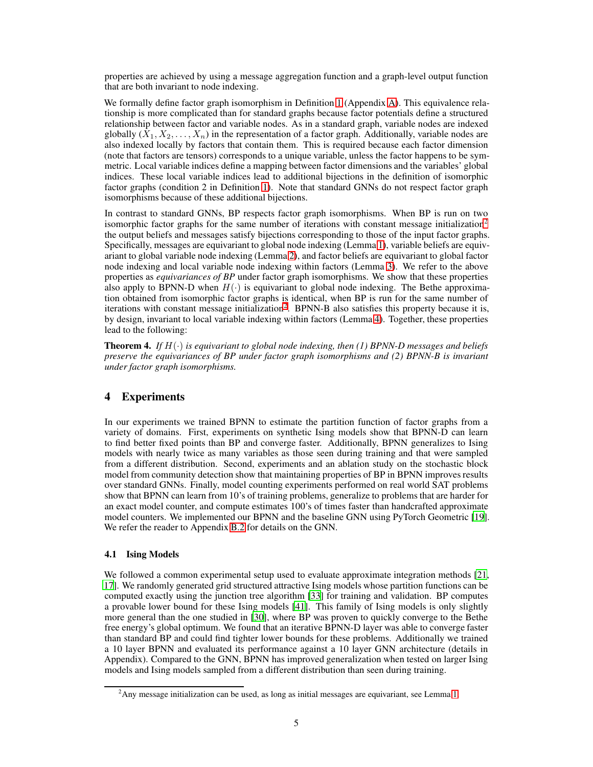properties are achieved by using a message aggregation function and a graph-level output function that are both invariant to node indexing.

We formally define factor graph isomorphism in Definition 1 (Appendix A). This equivalence relationship is more complicated than for standard graphs because factor potentials define a structured relationship between factor and variable nodes. As in a standard graph, variable nodes are indexed globally $(X_1, X_2, \ldots, X_n)$ in the representation of a factor graph. Additionally, variable nodes are also indexed locally by factors that contain them. This is required because each factor dimension (note that factors are tensors) corresponds to a unique variable, unless the factor happens to be symmetric. Local variable indices define a mapping between factor dimensions and the variables' global indices. These local variable indices lead to additional bijections in the definition of isomorphic factor graphs (condition 2 in Definition 1). Note that standard GNNs do not respect factor graph isomorphisms because of these additional bijections.

In contrast to standard GNNs, BP respects factor graph isomorphisms. When BP is run on two isomorphic factor graphs for the same number of iterations with constant message initialization[2] the output beliefs and messages satisfy bijections corresponding to those of the input factor graphs. Specifically, messages are equivariant to global node indexing (Lemma 1), variable beliefs are equivariant to global variable node indexing (Lemma 2), and factor beliefs are equivariant to global factor node indexing and local variable node indexing within factors (Lemma 3). We refer to the above properties as *equivariances of BP* under factor graph isomorphisms. We show that these properties also apply to BPNN-D when $H(\cdot)$ is equivariant to global node indexing. The Bethe approximation obtained from isomorphic factor graphs is identical, when BP is run for the same number of iterations with constant message initialization[2]. BPNN-B also satisfies this property because it is, by design, invariant to local variable indexing within factors (Lemma 4). Together, these properties lead to the following:

**Theorem 4.** *If $H(\cdot)$ is equivariant to global node indexing, then (1) BPNN-D messages and beliefs preserve the equivariances of BP under factor graph isomorphisms and (2) BPNN-B is invariant under factor graph isomorphisms.*

# 4 Experiments

In our experiments we trained BPNN to estimate the partition function of factor graphs from a variety of domains. First, experiments on synthetic Ising models show that BPNN-D can learn to find better fixed points than BP and converge faster. Additionally, BPNN generalizes to Ising models with nearly twice as many variables as those seen during training and that were sampled from a different distribution. Second, experiments and an ablation study on the stochastic block model from community detection show that maintaining properties of BP in BPNN improves results over standard GNNs. Finally, model counting experiments performed on real world SAT problems show that BPNN can learn from 10's of training problems, generalize to problems that are harder for an exact model counter, and compute estimates 100's of times faster than handcrafted approximate model counters. We implemented our BPNN and the baseline GNN using PyTorch Geometric [19]. We refer the reader to Appendix B.2 for details on the GNN.

## 4.1 Ising Models

We followed a common experimental setup used to evaluate approximate integration methods [21, 17]. We randomly generated grid structured attractive Ising models whose partition functions can be computed exactly using the junction tree algorithm [33] for training and validation. BP computes a provable lower bound for these Ising models [41]. This family of Ising models is only slightly more general than the one studied in [30], where BP was proven to quickly converge to the Bethe free energy's global optimum. We found that an iterative BPNN-D layer was able to converge faster than standard BP and could find tighter lower bounds for these problems. Additionally we trained a 10 layer BPNN and evaluated its performance against a 10 layer GNN architecture (details in Appendix). Compared to the GNN, BPNN has improved generalization when tested on larger Ising models and Ising models sampled from a different distribution than seen during training.

[2] Any message initialization can be used, as long as initial messages are equivariant, see Lemma 1.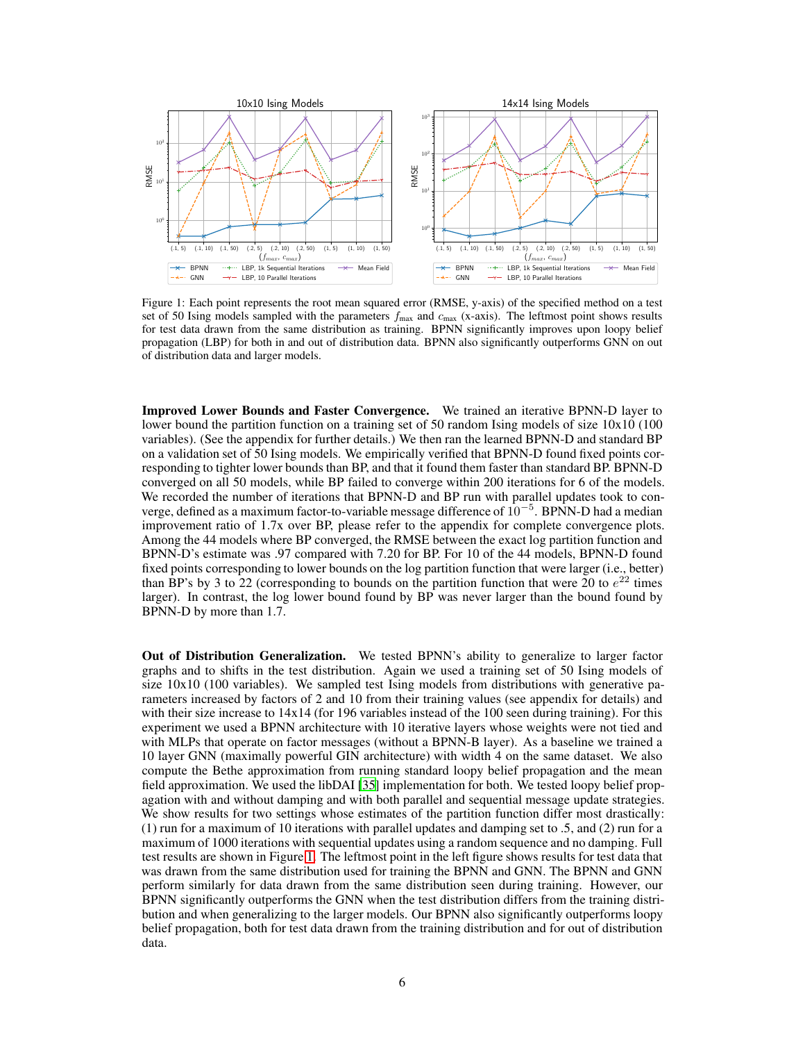Figure 1: Each point represents the root mean squared error (RMSE, y-axis) of the specified method on a test set of 50 Ising models sampled with the parameters $f_{\max}$ and $c_{\max}$ (x-axis). The leftmost point shows results for test data drawn from the same distribution as training. BPNN significantly improves upon loopy belief propagation (LBP) for both in and out of distribution data. BPNN also significantly outperforms GNN on out of distribution data and larger models.

**Improved Lower Bounds and Faster Convergence.** We trained an iterative BPNN-D layer to lower bound the partition function on a training set of 50 random Ising models of size 10x10 (100 variables). (See the appendix for further details.) We then ran the learned BPNN-D and standard BP on a validation set of 50 Ising models. We empirically verified that BPNN-D found fixed points corresponding to tighter lower bounds than BP, and that it found them faster than standard BP. BPNN-D converged on all 50 models, while BP failed to converge within 200 iterations for 6 of the models. We recorded the number of iterations that BPNN-D and BP run with parallel updates took to converge, defined as a maximum factor-to-variable message difference of $10^{-5}$. BPNN-D had a median improvement ratio of 1.7x over BP, please refer to the appendix for complete convergence plots. Among the 44 models where BP converged, the RMSE between the exact log partition function and BPNN-D's estimate was .97 compared with 7.20 for BP. For 10 of the 44 models, BPNN-D found fixed points corresponding to lower bounds on the log partition function that were larger (i.e., better) than BP's by 3 to 22 (corresponding to bounds on the partition function that were 20 to $e^{22}$ times larger). In contrast, the log lower bound found by BP was never larger than the bound found by BPNN-D by more than 1.7.

**Out of Distribution Generalization.** We tested BPNN's ability to generalize to larger factor graphs and to shifts in the test distribution. Again we used a training set of 50 Ising models of size 10x10 (100 variables). We sampled test Ising models from distributions with generative parameters increased by factors of 2 and 10 from their training values (see appendix for details) and with their size increase to 14x14 (for 196 variables instead of the 100 seen during training). For this experiment we used a BPNN architecture with 10 iterative layers whose weights were not tied and with MLPs that operate on factor messages (without a BPNN-B layer). As a baseline we trained a 10 layer GNN (maximally powerful GIN architecture) with width 4 on the same dataset. We also compute the Bethe approximation from running standard loopy belief propagation and the mean field approximation. We used the libDAI [35] implementation for both. We tested loopy belief propagation with and without damping and with both parallel and sequential message update strategies. We show results for two settings whose estimates of the partition function differ most drastically: (1) run for a maximum of 10 iterations with parallel updates and damping set to .5, and (2) run for a maximum of 1000 iterations with sequential updates using a random sequence and no damping. Full test results are shown in Figure 1. The leftmost point in the left figure shows results for test data that was drawn from the same distribution used for training the BPNN and GNN. The BPNN and GNN perform similarly for data drawn from the same distribution seen during training. However, our BPNN significantly outperforms the GNN when the test distribution differs from the training distribution and when generalizing to the larger models. Our BPNN also significantly outperforms loopy belief propagation, both for test data drawn from the training distribution and for out of distribution data.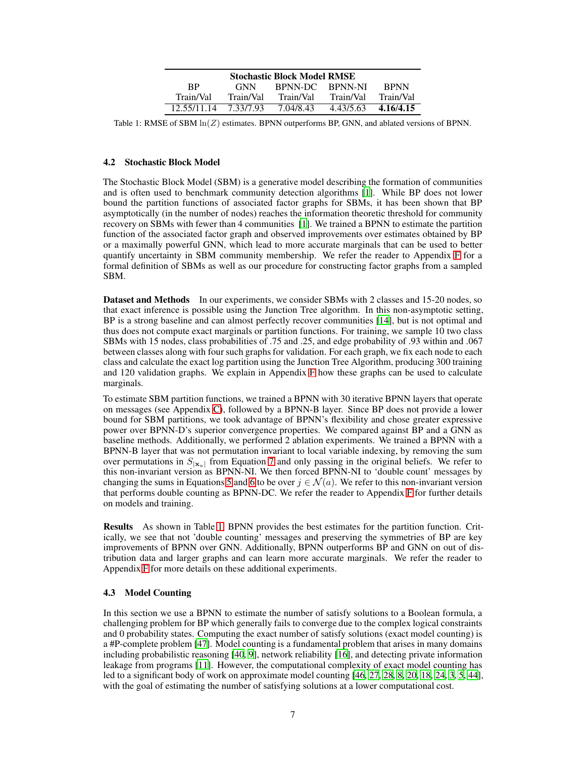| Stochastic Block Model RMSE | | | | |
|---|---|---|---|---|
| BP | GNN | BPNN-DC | BPNN-NI | BPNN |
| Train/Val | Train/Val | Train/Val | Train/Val | Train/Val |
| 12.55/11.14 | 7.33/7.93 | 7.04/8.43 | 4.43/5.63 | **4.16/4.15** |

Table 1: RMSE of SBM $\ln(Z)$ estimates. BPNN outperforms BP, GNN, and ablated versions of BPNN.

### 4.2 Stochastic Block Model

The Stochastic Block Model (SBM) is a generative model describing the formation of communities and is often used to benchmark community detection algorithms [1]. While BP does not lower bound the partition functions of associated factor graphs for SBMs, it has been shown that BP asymptotically (in the number of nodes) reaches the information theoretic threshold for community recovery on SBMs with fewer than 4 communities [1]. We trained a BPNN to estimate the partition function of the associated factor graph and observed improvements over estimates obtained by BP or a maximally powerful GNN, which lead to more accurate marginals that can be used to better quantify uncertainty in SBM community membership. We refer the reader to Appendix F for a formal definition of SBMs as well as our procedure for constructing factor graphs from a sampled SBM.

**Dataset and Methods** In our experiments, we consider SBMs with 2 classes and 15-20 nodes, so that exact inference is possible using the Junction Tree algorithm. In this non-asymptotic setting, BP is a strong baseline and can almost perfectly recover communities [14], but is not optimal and thus does not compute exact marginals or partition functions. For training, we sample 10 two class SBMs with 15 nodes, class probabilities of .75 and .25, and edge probability of .93 within and .067 between classes along with four such graphs for validation. For each graph, we fix each node to each class and calculate the exact log partition using the Junction Tree Algorithm, producing 300 training and 120 validation graphs. We explain in Appendix F how these graphs can be used to calculate marginals.

To estimate SBM partition functions, we trained a BPNN with 30 iterative BPNN layers that operate on messages (see Appendix C), followed by a BPNN-B layer. Since BP does not provide a lower bound for SBM partitions, we took advantage of BPNN's flexibility and chose greater expressive power over BPNN-D's superior convergence properties. We compared against BP and a GNN as baseline methods. Additionally, we performed 2 ablation experiments. We trained a BPNN with a BPNN-B layer that was not permutation invariant to local variable indexing, by removing the sum over permutations in $S_{|\mathbf{x}_a|}$ from Equation 7 and only passing in the original beliefs. We refer to this non-invariant version as BPNN-NI. We then forced BPNN-NI to 'double count' messages by changing the sums in Equations 5 and 6 to be over $j \in \mathcal{N}(a)$. We refer to this non-invariant version that performs double counting as BPNN-DC. We refer the reader to Appendix F for further details on models and training.

**Results** As shown in Table 1, BPNN provides the best estimates for the partition function. Critically, we see that not 'double counting' messages and preserving the symmetries of BP are key improvements of BPNN over GNN. Additionally, BPNN outperforms BP and GNN on out of distribution data and larger graphs and can learn more accurate marginals. We refer the reader to Appendix F for more details on these additional experiments.

### 4.3 Model Counting

In this section we use a BPNN to estimate the number of satisfy solutions to a Boolean formula, a challenging problem for BP which generally fails to converge due to the complex logical constraints and 0 probability states. Computing the exact number of satisfy solutions (exact model counting) is a #P-complete problem [47]. Model counting is a fundamental problem that arises in many domains including probabilistic reasoning [40, 9], network reliability [16], and detecting private information leakage from programs [11]. However, the computational complexity of exact model counting has led to a significant body of work on approximate model counting [46, 27, 28, 8, 20, 18, 24, 3, 5, 44], with the goal of estimating the number of satisfying solutions at a lower computational cost.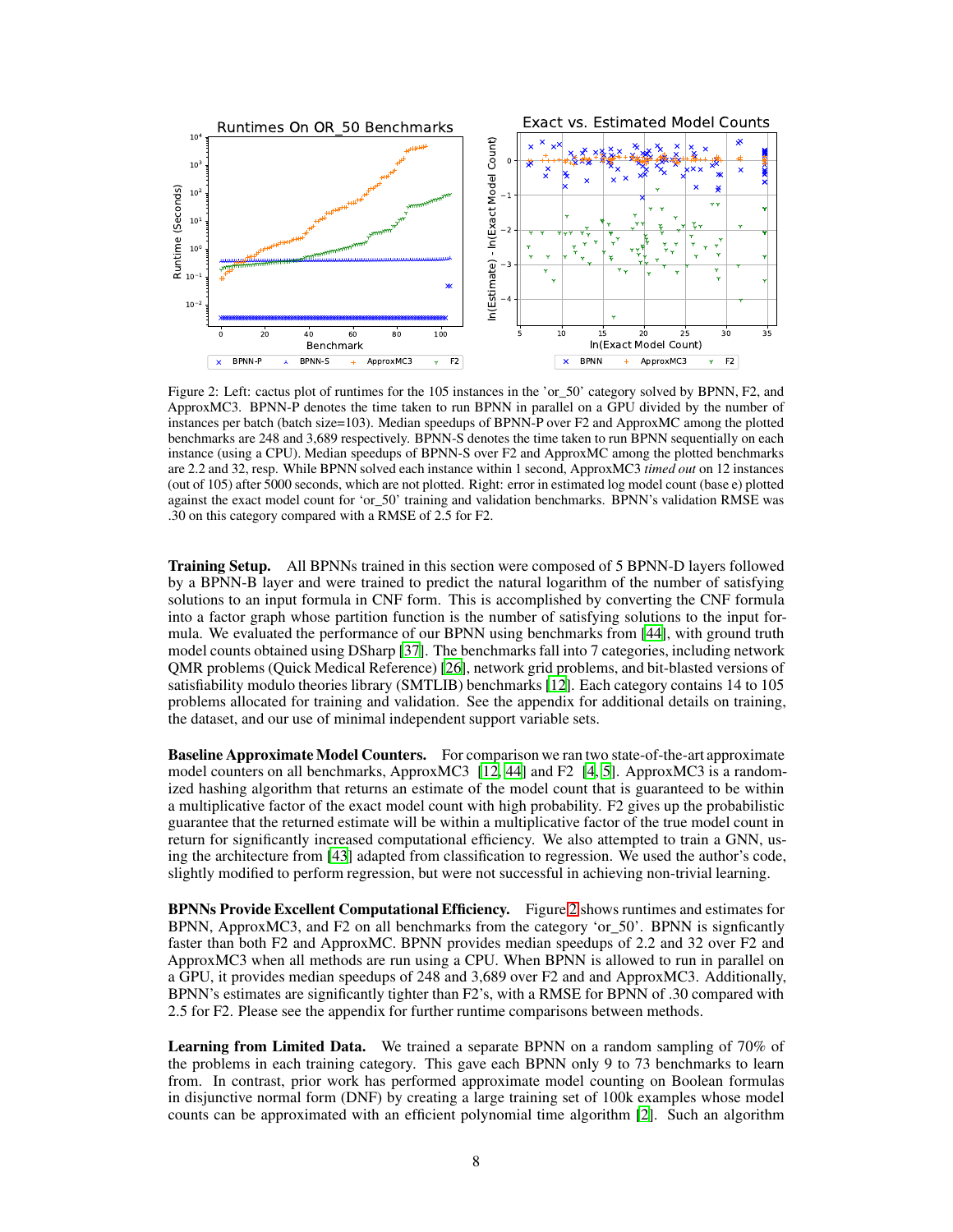Figure 2: Left: cactus plot of runtimes for the 105 instances in the 'or_50' category solved by BPNN, F2, and ApproxMC3. BPNN-P denotes the time taken to run BPNN in parallel on a GPU divided by the number of instances per batch (batch size=103). Median speedups of BPNN-P over F2 and ApproxMC among the plotted benchmarks are 248 and 3,689 respectively. BPNN-S denotes the time taken to run BPNN sequentially on each instance (using a CPU). Median speedups of BPNN-S over F2 and ApproxMC among the plotted benchmarks are 2.2 and 32, resp. While BPNN solved each instance within 1 second, ApproxMC3 *timed out* on 12 instances (out of 105) after 5000 seconds, which are not plotted. Right: error in estimated log model count (base e) plotted against the exact model count for 'or_50' training and validation benchmarks. BPNN's validation RMSE was .30 on this category compared with a RMSE of 2.5 for F2.

**Training Setup.** All BPNNs trained in this section were composed of 5 BPNN-D layers followed by a BPNN-B layer and were trained to predict the natural logarithm of the number of satisfying solutions to an input formula in CNF form. This is accomplished by converting the CNF formula into a factor graph whose partition function is the number of satisfying solutions to the input formula. We evaluated the performance of our BPNN using benchmarks from [44], with ground truth model counts obtained using DSharp [37]. The benchmarks fall into 7 categories, including network QMR problems (Quick Medical Reference) [26], network grid problems, and bit-blasted versions of satisfiability modulo theories library (SMTLIB) benchmarks [12]. Each category contains 14 to 105 problems allocated for training and validation. See the appendix for additional details on training, the dataset, and our use of minimal independent support variable sets.

**Baseline Approximate Model Counters.** For comparison we ran two state-of-the-art approximate model counters on all benchmarks, ApproxMC3 [12, 44] and F2 [4, 5]. ApproxMC3 is a randomized hashing algorithm that returns an estimate of the model count that is guaranteed to be within a multiplicative factor of the exact model count with high probability. F2 gives up the probabilistic guarantee that the returned estimate will be within a multiplicative factor of the true model count in return for significantly increased computational efficiency. We also attempted to train a GNN, using the architecture from [43] adapted from classification to regression. We used the author's code, slightly modified to perform regression, but were not successful in achieving non-trivial learning.

**BPNNs Provide Excellent Computational Efficiency.** Figure 2 shows runtimes and estimates for BPNN, ApproxMC3, and F2 on all benchmarks from the category 'or_50'. BPNN is signficantly faster than both F2 and ApproxMC. BPNN provides median speedups of 2.2 and 32 over F2 and ApproxMC3 when all methods are run using a CPU. When BPNN is allowed to run in parallel on a GPU, it provides median speedups of 248 and 3,689 over F2 and and ApproxMC3. Additionally, BPNN's estimates are significantly tighter than F2's, with a RMSE for BPNN of .30 compared with 2.5 for F2. Please see the appendix for further runtime comparisons between methods.

**Learning from Limited Data.** We trained a separate BPNN on a random sampling of 70% of the problems in each training category. This gave each BPNN only 9 to 73 benchmarks to learn from. In contrast, prior work has performed approximate model counting on Boolean formulas in disjunctive normal form (DNF) by creating a large training set of 100k examples whose model counts can be approximated with an efficient polynomial time algorithm [2]. Such an algorithm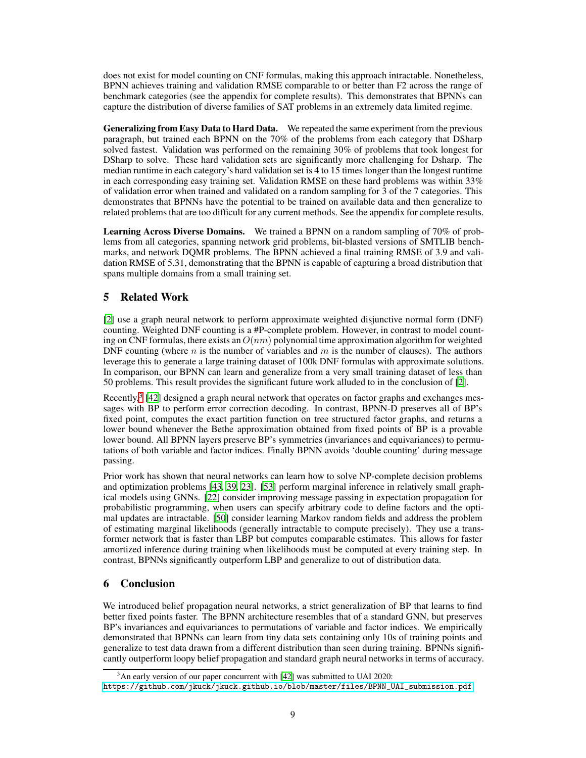does not exist for model counting on CNF formulas, making this approach intractable. Nonetheless, BPNN achieves training and validation RMSE comparable to or better than F2 across the range of benchmark categories (see the appendix for complete results). This demonstrates that BPNNs can capture the distribution of diverse families of SAT problems in an extremely data limited regime.

**Generalizing from Easy Data to Hard Data.** We repeated the same experiment from the previous paragraph, but trained each BPNN on the 70% of the problems from each category that DSharp solved fastest. Validation was performed on the remaining 30% of problems that took longest for DSharp to solve. These hard validation sets are significantly more challenging for Dsharp. The median runtime in each category's hard validation set is 4 to 15 times longer than the longest runtime in each corresponding easy training set. Validation RMSE on these hard problems was within 33% of validation error when trained and validated on a random sampling for 3 of the 7 categories. This demonstrates that BPNNs have the potential to be trained on available data and then generalize to related problems that are too difficult for any current methods. See the appendix for complete results.

**Learning Across Diverse Domains.** We trained a BPNN on a random sampling of 70% of problems from all categories, spanning network grid problems, bit-blasted versions of SMTLIB benchmarks, and network DQMR problems. The BPNN achieved a final training RMSE of 3.9 and validation RMSE of 5.31, demonstrating that the BPNN is capable of capturing a broad distribution that spans multiple domains from a small training set.

## 5 Related Work

[2] use a graph neural network to perform approximate weighted disjunctive normal form (DNF) counting. Weighted DNF counting is a #P-complete problem. However, in contrast to model counting on CNF formulas, there exists an $O(nm)$ polynomial time approximation algorithm for weighted DNF counting (where $n$ is the number of variables and $m$ is the number of clauses). The authors leverage this to generate a large training dataset of 100k DNF formulas with approximate solutions. In comparison, our BPNN can learn and generalize from a very small training dataset of less than 50 problems. This result provides the significant future work alluded to in the conclusion of [2].

Recently,[3] [42] designed a graph neural network that operates on factor graphs and exchanges messages with BP to perform error correction decoding. In contrast, BPNN-D preserves all of BP's fixed point, computes the exact partition function on tree structured factor graphs, and returns a lower bound whenever the Bethe approximation obtained from fixed points of BP is a provable lower bound. All BPNN layers preserve BP's symmetries (invariances and equivariances) to permutations of both variable and factor indices. Finally BPNN avoids 'double counting' during message passing.

Prior work has shown that neural networks can learn how to solve NP-complete decision problems and optimization problems [43, 39, 23]. [53] perform marginal inference in relatively small graphical models using GNNs. [22] consider improving message passing in expectation propagation for probabilistic programming, when users can specify arbitrary code to define factors and the optimal updates are intractable. [50] consider learning Markov random fields and address the problem of estimating marginal likelihoods (generally intractable to compute precisely). They use a transformer network that is faster than LBP but computes comparable estimates. This allows for faster amortized inference during training when likelihoods must be computed at every training step. In contrast, BPNNs significantly outperform LBP and generalize to out of distribution data.

## 6 Conclusion

We introduced belief propagation neural networks, a strict generalization of BP that learns to find better fixed points faster. The BPNN architecture resembles that of a standard GNN, but preserves BP's invariances and equivariances to permutations of variable and factor indices. We empirically demonstrated that BPNNs can learn from tiny data sets containing only 10s of training points and generalize to test data drawn from a different distribution than seen during training. BPNNs significantly outperform loopy belief propagation and standard graph neural networks in terms of accuracy.

[3] An early version of our paper concurrent with [42] was submitted to UAI 2020: https://github.com/jkuck/jkuck.github.io/blob/master/files/BPNN_UAI_submission.pdf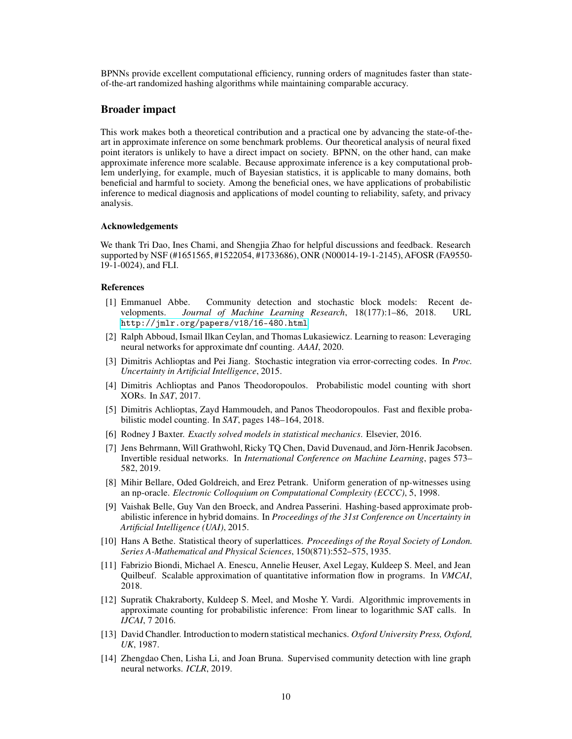BPNNs provide excellent computational efficiency, running orders of magnitudes faster than state-of-the-art randomized hashing algorithms while maintaining comparable accuracy.

## Broader impact

This work makes both a theoretical contribution and a practical one by advancing the state-of-the-art in approximate inference on some benchmark problems. Our theoretical analysis of neural fixed point iterators is unlikely to have a direct impact on society. BPNN, on the other hand, can make approximate inference more scalable. Because approximate inference is a key computational problem underlying, for example, much of Bayesian statistics, it is applicable to many domains, both beneficial and harmful to society. Among the beneficial ones, we have applications of probabilistic inference to medical diagnosis and applications of model counting to reliability, safety, and privacy analysis.

### Acknowledgements

We thank Tri Dao, Ines Chami, and Shengjia Zhao for helpful discussions and feedback. Research supported by NSF (#1651565, #1522054, #1733686), ONR (N00014-19-1-2145), AFOSR (FA9550-19-1-0024), and FLI.

### References

[1] Emmanuel Abbe. Community detection and stochastic block models: Recent developments. *Journal of Machine Learning Research*, 18(177):1–86, 2018. URL http://jmlr.org/papers/v18/16-480.html.

[2] Ralph Abboud, Ismail Ilkan Ceylan, and Thomas Lukasiewicz. Learning to reason: Leveraging neural networks for approximate dnf counting. *AAAI*, 2020.

[3] Dimitris Achlioptas and Pei Jiang. Stochastic integration via error-correcting codes. In *Proc. Uncertainty in Artificial Intelligence*, 2015.

[4] Dimitris Achlioptas and Panos Theodoropoulos. Probabilistic model counting with short XORs. In *SAT*, 2017.

[5] Dimitris Achlioptas, Zayd Hammoudeh, and Panos Theodoropoulos. Fast and flexible probabilistic model counting. In *SAT*, pages 148–164, 2018.

[6] Rodney J Baxter. *Exactly solved models in statistical mechanics*. Elsevier, 2016.

[7] Jens Behrmann, Will Grathwohl, Ricky TQ Chen, David Duvenaud, and Jörn-Henrik Jacobsen. Invertible residual networks. In *International Conference on Machine Learning*, pages 573–582, 2019.

[8] Mihir Bellare, Oded Goldreich, and Erez Petrank. Uniform generation of np-witnesses using an np-oracle. *Electronic Colloquium on Computational Complexity (ECCC)*, 5, 1998.

[9] Vaishak Belle, Guy Van den Broeck, and Andrea Passerini. Hashing-based approximate probabilistic inference in hybrid domains. In *Proceedings of the 31st Conference on Uncertainty in Artificial Intelligence (UAI)*, 2015.

[10] Hans A Bethe. Statistical theory of superlattices. *Proceedings of the Royal Society of London. Series A-Mathematical and Physical Sciences*, 150(871):552–575, 1935.

[11] Fabrizio Biondi, Michael A. Enescu, Annelie Heuser, Axel Legay, Kuldeep S. Meel, and Jean Quilbeuf. Scalable approximation of quantitative information flow in programs. In *VMCAI*, 2018.

[12] Supratik Chakraborty, Kuldeep S. Meel, and Moshe Y. Vardi. Algorithmic improvements in approximate counting for probabilistic inference: From linear to logarithmic SAT calls. In *IJCAI*, 7 2016.

[13] David Chandler. Introduction to modern statistical mechanics. *Oxford University Press, Oxford, UK*, 1987.

[14] Zhengdao Chen, Lisha Li, and Joan Bruna. Supervised community detection with line graph neural networks. *ICLR*, 2019.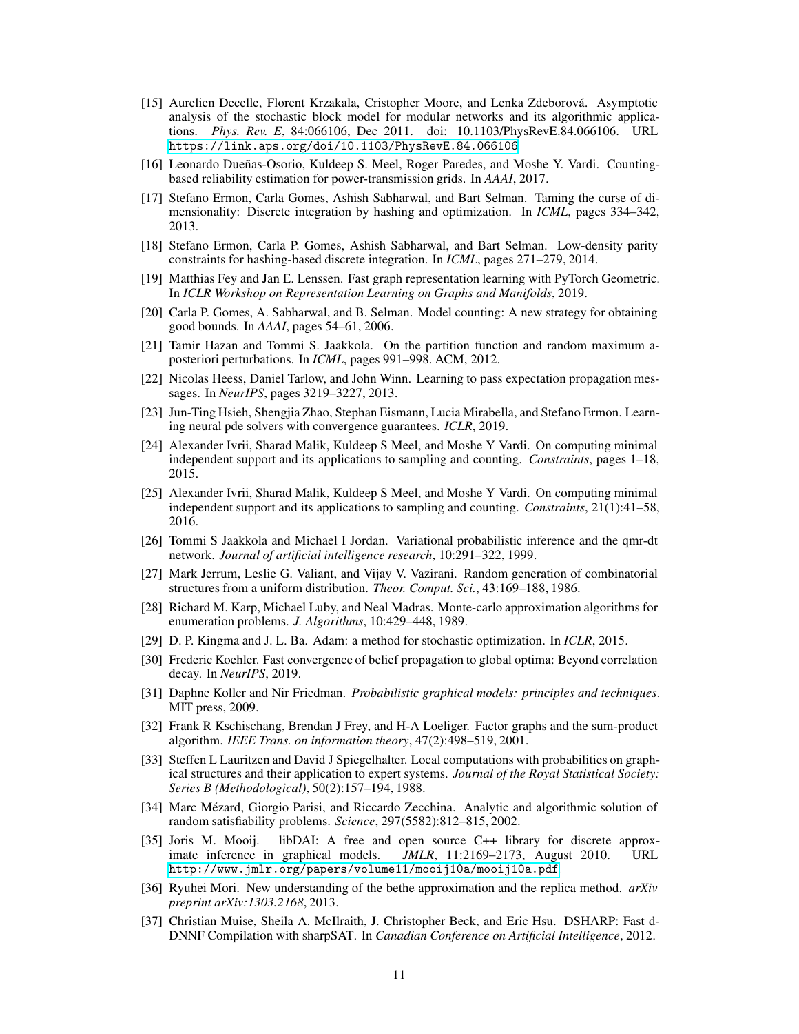[15] Aurelien Decelle, Florent Krzakala, Cristopher Moore, and Lenka Zdeborová. Asymptotic analysis of the stochastic block model for modular networks and its algorithmic applications. *Phys. Rev. E*, 84:066106, Dec 2011. doi: 10.1103/PhysRevE.84.066106. URL https://link.aps.org/doi/10.1103/PhysRevE.84.066106.

[16] Leonardo Dueñas-Osorio, Kuldeep S. Meel, Roger Paredes, and Moshe Y. Vardi. Counting-based reliability estimation for power-transmission grids. In *AAAI*, 2017.

[17] Stefano Ermon, Carla Gomes, Ashish Sabharwal, and Bart Selman. Taming the curse of dimensionality: Discrete integration by hashing and optimization. In *ICML*, pages 334–342, 2013.

[18] Stefano Ermon, Carla P. Gomes, Ashish Sabharwal, and Bart Selman. Low-density parity constraints for hashing-based discrete integration. In *ICML*, pages 271–279, 2014.

[19] Matthias Fey and Jan E. Lenssen. Fast graph representation learning with PyTorch Geometric. In *ICLR Workshop on Representation Learning on Graphs and Manifolds*, 2019.

[20] Carla P. Gomes, A. Sabharwal, and B. Selman. Model counting: A new strategy for obtaining good bounds. In *AAAI*, pages 54–61, 2006.

[21] Tamir Hazan and Tommi S. Jaakkola. On the partition function and random maximum a-posteriori perturbations. In *ICML*, pages 991–998. ACM, 2012.

[22] Nicolas Heess, Daniel Tarlow, and John Winn. Learning to pass expectation propagation messages. In *NeurIPS*, pages 3219–3227, 2013.

[23] Jun-Ting Hsieh, Shengjia Zhao, Stephan Eismann, Lucia Mirabella, and Stefano Ermon. Learning neural pde solvers with convergence guarantees. *ICLR*, 2019.

[24] Alexander Ivrii, Sharad Malik, Kuldeep S Meel, and Moshe Y Vardi. On computing minimal independent support and its applications to sampling and counting. *Constraints*, pages 1–18, 2015.

[25] Alexander Ivrii, Sharad Malik, Kuldeep S Meel, and Moshe Y Vardi. On computing minimal independent support and its applications to sampling and counting. *Constraints*, 21(1):41–58, 2016.

[26] Tommi S Jaakkola and Michael I Jordan. Variational probabilistic inference and the qmr-dt network. *Journal of artificial intelligence research*, 10:291–322, 1999.

[27] Mark Jerrum, Leslie G. Valiant, and Vijay V. Vazirani. Random generation of combinatorial structures from a uniform distribution. *Theor. Comput. Sci.*, 43:169–188, 1986.

[28] Richard M. Karp, Michael Luby, and Neal Madras. Monte-carlo approximation algorithms for enumeration problems. *J. Algorithms*, 10:429–448, 1989.

[29] D. P. Kingma and J. L. Ba. Adam: a method for stochastic optimization. In *ICLR*, 2015.

[30] Frederic Koehler. Fast convergence of belief propagation to global optima: Beyond correlation decay. In *NeurIPS*, 2019.

[31] Daphne Koller and Nir Friedman. *Probabilistic graphical models: principles and techniques*. MIT press, 2009.

[32] Frank R Kschischang, Brendan J Frey, and H-A Loeliger. Factor graphs and the sum-product algorithm. *IEEE Trans. on information theory*, 47(2):498–519, 2001.

[33] Steffen L Lauritzen and David J Spiegelhalter. Local computations with probabilities on graphical structures and their application to expert systems. *Journal of the Royal Statistical Society: Series B (Methodological)*, 50(2):157–194, 1988.

[34] Marc Mézard, Giorgio Parisi, and Riccardo Zecchina. Analytic and algorithmic solution of random satisfiability problems. *Science*, 297(5582):812–815, 2002.

[35] Joris M. Mooij. libDAI: A free and open source C++ library for discrete approximate inference in graphical models. *JMLR*, 11:2169–2173, August 2010. URL http://www.jmlr.org/papers/volume11/mooij10a/mooij10a.pdf.

[36] Ryuhei Mori. New understanding of the bethe approximation and the replica method. *arXiv preprint arXiv:1303.2168*, 2013.

[37] Christian Muise, Sheila A. McIlraith, J. Christopher Beck, and Eric Hsu. DSHARP: Fast d-DNNF Compilation with sharpSAT. In *Canadian Conference on Artificial Intelligence*, 2012.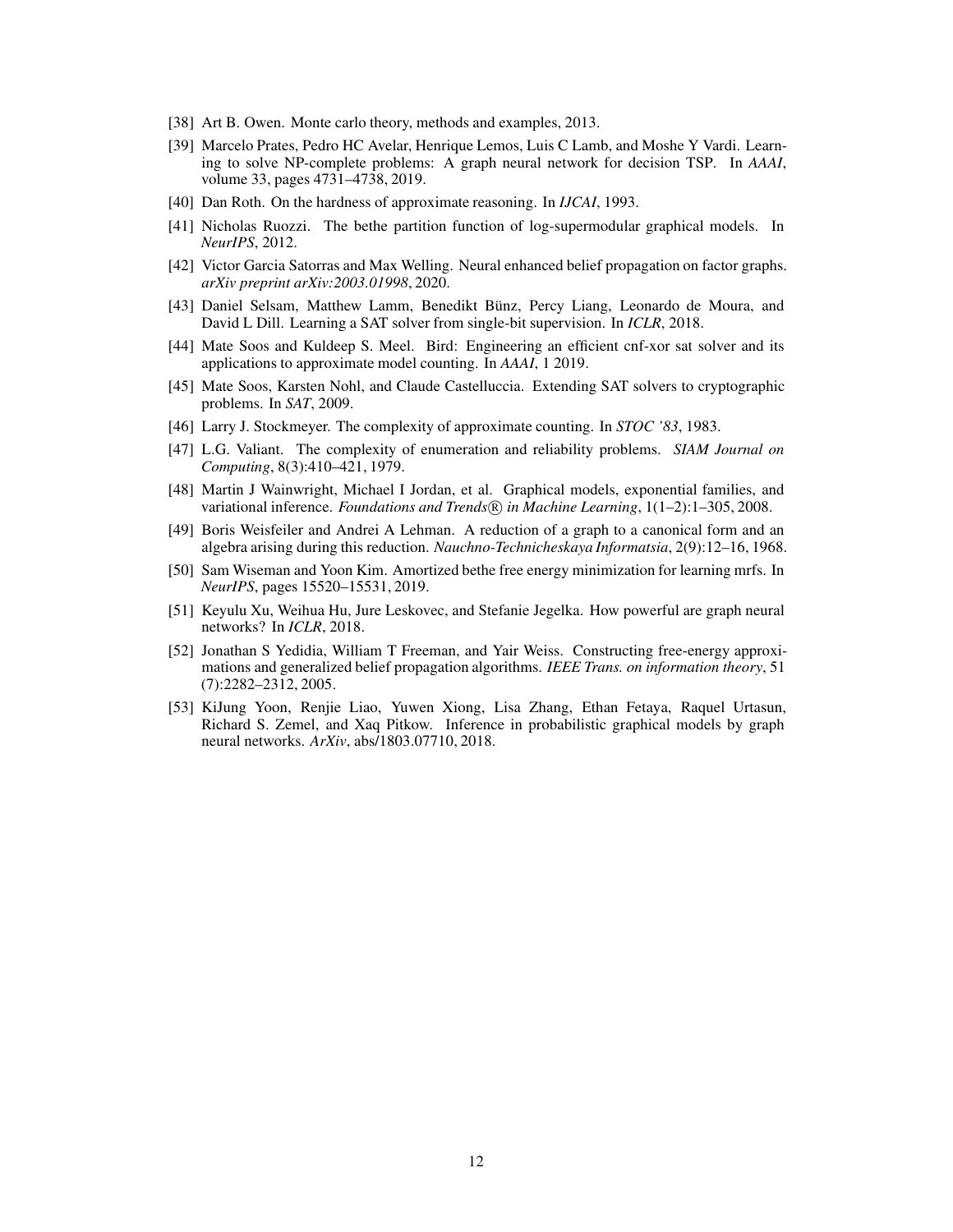[38] Art B. Owen. Monte carlo theory, methods and examples, 2013.

[39] Marcelo Prates, Pedro HC Avelar, Henrique Lemos, Luis C Lamb, and Moshe Y Vardi. Learning to solve NP-complete problems: A graph neural network for decision TSP. In *AAAI*, volume 33, pages 4731–4738, 2019.

[40] Dan Roth. On the hardness of approximate reasoning. In *IJCAI*, 1993.

[41] Nicholas Ruozzi. The bethe partition function of log-supermodular graphical models. In *NeurIPS*, 2012.

[42] Victor Garcia Satorras and Max Welling. Neural enhanced belief propagation on factor graphs. *arXiv preprint arXiv:2003.01998*, 2020.

[43] Daniel Selsam, Matthew Lamm, Benedikt Bünz, Percy Liang, Leonardo de Moura, and David L Dill. Learning a SAT solver from single-bit supervision. In *ICLR*, 2018.

[44] Mate Soos and Kuldeep S. Meel. Bird: Engineering an efficient cnf-xor sat solver and its applications to approximate model counting. In *AAAI*, 1 2019.

[45] Mate Soos, Karsten Nohl, and Claude Castelluccia. Extending SAT solvers to cryptographic problems. In *SAT*, 2009.

[46] Larry J. Stockmeyer. The complexity of approximate counting. In *STOC '83*, 1983.

[47] L.G. Valiant. The complexity of enumeration and reliability problems. *SIAM Journal on Computing*, 8(3):410–421, 1979.

[48] Martin J Wainwright, Michael I Jordan, et al. Graphical models, exponential families, and variational inference. *Foundations and Trends® in Machine Learning*, 1(1–2):1–305, 2008.

[49] Boris Weisfeiler and Andrei A Lehman. A reduction of a graph to a canonical form and an algebra arising during this reduction. *Nauchno-Technicheskaya Informatsia*, 2(9):12–16, 1968.

[50] Sam Wiseman and Yoon Kim. Amortized bethe free energy minimization for learning mrfs. In *NeurIPS*, pages 15520–15531, 2019.

[51] Keyulu Xu, Weihua Hu, Jure Leskovec, and Stefanie Jegelka. How powerful are graph neural networks? In *ICLR*, 2018.

[52] Jonathan S Yedidia, William T Freeman, and Yair Weiss. Constructing free-energy approximations and generalized belief propagation algorithms. *IEEE Trans. on information theory*, 51 (7):2282–2312, 2005.

[53] KiJung Yoon, Renjie Liao, Yuwen Xiong, Lisa Zhang, Ethan Fetaya, Raquel Urtasun, Richard S. Zemel, and Xaq Pitkow. Inference in probabilistic graphical models by graph neural networks. *ArXiv*, abs/1803.07710, 2018.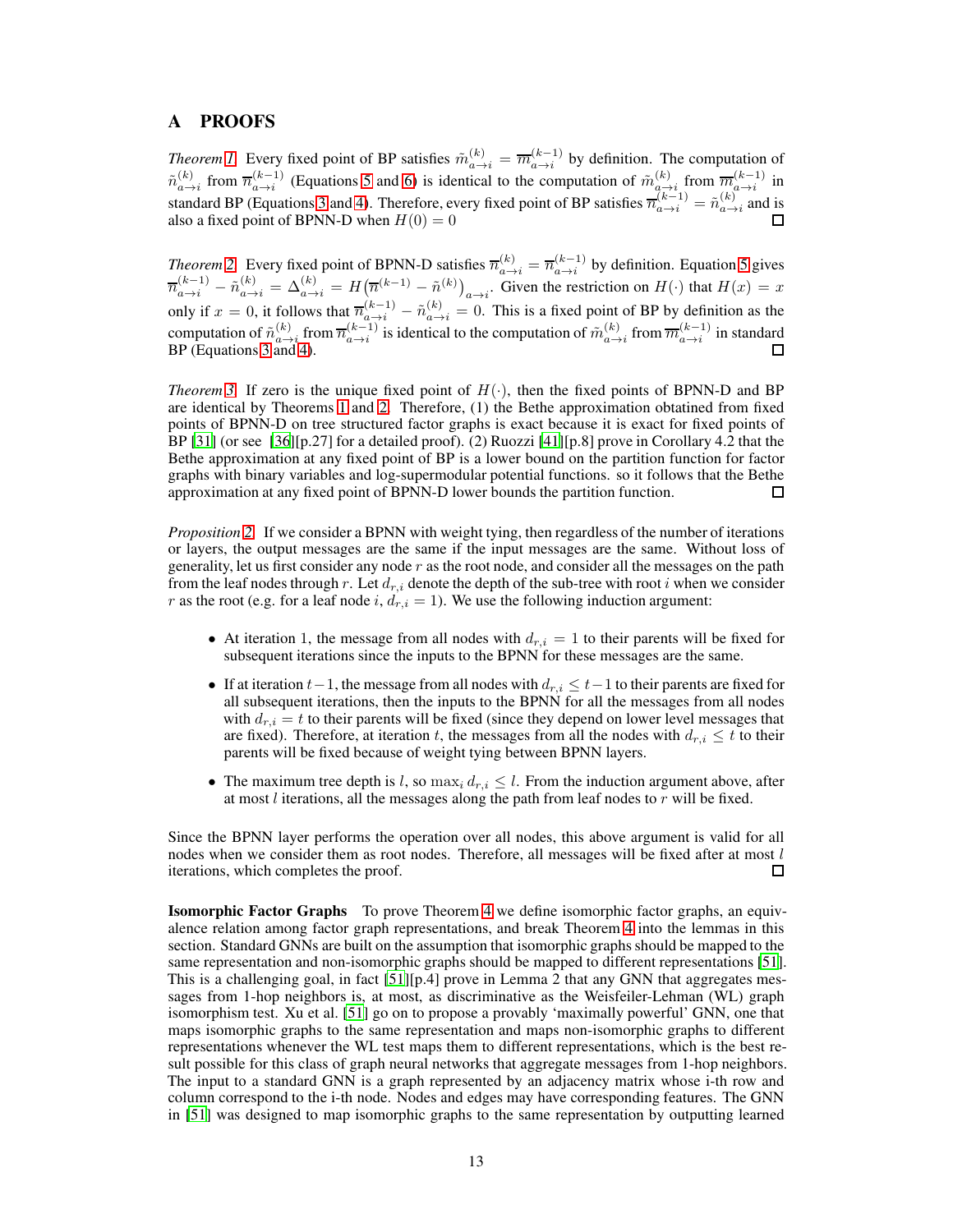# A PROOFS

*Theorem 1.* Every fixed point of BP satisfies $\tilde{m}^{(k)}_{a\to i} = \overline{m}^{(k-1)}_{a\to i}$ by definition. The computation of $\tilde{n}^{(k)}_{a\to i}$ from $\overline{n}^{(k-1)}_{a\to i}$ (Equations 5 and 6) is identical to the computation of $\tilde{m}^{(k)}_{a\to i}$ from $\overline{m}^{(k-1)}_{a\to i}$ in standard BP (Equations 3 and 4). Therefore, every fixed point of BP satisfies $\overline{n}^{(k-1)}_{a\to i} = \tilde{n}^{(k)}_{a\to i}$ and is also a fixed point of BPNN-D when $H(0) = 0$ □

*Theorem 2.* Every fixed point of BPNN-D satisfies $\overline{n}^{(k)}_{a\to i} = \overline{n}^{(k-1)}_{a\to i}$ by definition. Equation 5 gives $\overline{n}^{(k-1)}_{a\to i} - \tilde{n}^{(k)}_{a\to i} = \Delta^{(k)}_{a\to i} = H\big(\overline{n}^{(k-1)} - \tilde{n}^{(k)}\big)_{a\to i}$. Given the restriction on $H(\cdot)$ that $H(x) = x$ only if $x = 0$, it follows that $\overline{n}^{(k-1)}_{a\to i} - \tilde{n}^{(k)}_{a\to i} = 0$. This is a fixed point of BP by definition as the computation of $\tilde{n}^{(k)}_{a\to i}$ from $\overline{n}^{(k-1)}_{a\to i}$ is identical to the computation of $\tilde{m}^{(k)}_{a\to i}$ from $\overline{m}^{(k-1)}_{a\to i}$ in standard BP (Equations 3 and 4). □

*Theorem 3.* If zero is the unique fixed point of $H(\cdot)$, then the fixed points of BPNN-D and BP are identical by Theorems 1 and 2. Therefore, (1) the Bethe approximation obtained from fixed points of BPNN-D on tree structured factor graphs is exact because it is exact for fixed points of BP [31] (or see [36][p.27] for a detailed proof). (2) Ruozzi [41][p.8] prove in Corollary 4.2 that the Bethe approximation at any fixed point of BP is a lower bound on the partition function for factor graphs with binary variables and log-supermodular potential functions. so it follows that the Bethe approximation at any fixed point of BPNN-D lower bounds the partition function. □

*Proposition 2.* If we consider a BPNN with weight tying, then regardless of the number of iterations or layers, the output messages are the same if the input messages are the same. Without loss of generality, let us first consider any node $r$ as the root node, and consider all the messages on the path from the leaf nodes through $r$. Let $d_{r,i}$ denote the depth of the sub-tree with root $i$ when we consider $r$ as the root (e.g. for a leaf node $i$, $d_{r,i} = 1$). We use the following induction argument:

- At iteration 1, the message from all nodes with $d_{r,i} = 1$ to their parents will be fixed for subsequent iterations since the inputs to the BPNN for these messages are the same.
- If at iteration $t-1$, the message from all nodes with $d_{r,i} \leq t-1$ to their parents are fixed for all subsequent iterations, then the inputs to the BPNN for all the messages from all nodes with $d_{r,i} = t$ to their parents will be fixed (since they depend on lower level messages that are fixed). Therefore, at iteration $t$, the messages from all the nodes with $d_{r,i} \leq t$ to their parents will be fixed because of weight tying between BPNN layers.
- The maximum tree depth is $l$, so $\max_i d_{r,i} \leq l$. From the induction argument above, after at most $l$ iterations, all the messages along the path from leaf nodes to $r$ will be fixed.

Since the BPNN layer performs the operation over all nodes, this above argument is valid for all nodes when we consider them as root nodes. Therefore, all messages will be fixed after at most $l$ iterations, which completes the proof. □

**Isomorphic Factor Graphs** To prove Theorem 4 we define isomorphic factor graphs, an equivalence relation among factor graph representations, and break Theorem 4 into the lemmas in this section. Standard GNNs are built on the assumption that isomorphic graphs should be mapped to the same representation and non-isomorphic graphs should be mapped to different representations [51]. This is a challenging goal, in fact [51][p.4] prove in Lemma 2 that any GNN that aggregates messages from 1-hop neighbors is, at most, as discriminative as the Weisfeiler-Lehman (WL) graph isomorphism test. Xu et al. [51] go on to propose a provably 'maximally powerful' GNN, one that maps isomorphic graphs to the same representation and maps non-isomorphic graphs to different representations whenever the WL test maps them to different representations, which is the best result possible for this class of graph neural networks that aggregate messages from 1-hop neighbors. The input to a standard GNN is a graph represented by an adjacency matrix whose i-th row and column correspond to the i-th node. Nodes and edges may have corresponding features. The GNN in [51] was designed to map isomorphic graphs to the same representation by outputting learned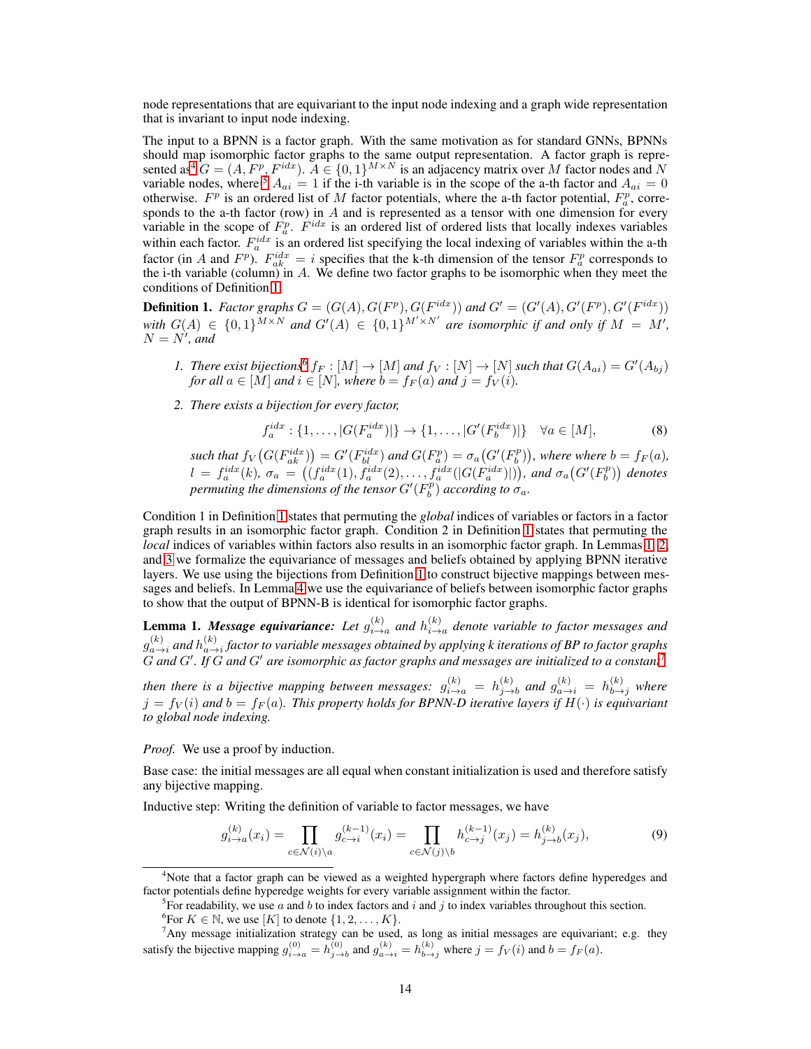node representations that are equivariant to the input node indexing and a graph wide representation that is invariant to input node indexing.

The input to a BPNN is a factor graph. With the same motivation as for standard GNNs, BPNNs should map isomorphic factor graphs to the same output representation. A factor graph is represented as[4] $G = (A, F^p, F^{idx})$. $A \in \{0,1\}^{M \times N}$ is an adjacency matrix over $M$ factor nodes and $N$ variable nodes, where[5] $A_{ai} = 1$ if the i-th variable is in the scope of the a-th factor and $A_{ai} = 0$ otherwise. $F^p$ is an ordered list of $M$ factor potentials, where the a-th factor potential, $F^p_a$, corresponds to the a-th factor (row) in $A$ and is represented as a tensor with one dimension for every variable in the scope of $F^p_a$. $F^{idx}$ is an ordered list of ordered lists that locally indexes variables within each factor. $F^{idx}_a$ is an ordered list specifying the local indexing of variables within the a-th factor (in $A$ and $F^p$). $F^{idx}_{ak} = i$ specifies that the k-th dimension of the tensor $F^p_a$ corresponds to the i-th variable (column) in $A$. We define two factor graphs to be isomorphic when they meet the conditions of Definition 1.

**Definition 1.** *Factor graphs $G = (G(A), G(F^p), G(F^{idx}))$ and $G' = (G'(A), G'(F^p), G'(F^{idx}))$ with $G(A) \in \{0,1\}^{M \times N}$ and $G'(A) \in \{0,1\}^{M' \times N'}$ are isomorphic if and only if $M = M'$, $N = N'$, and*

1. *There exist bijections[6] $f_F : [M] \to [M]$ and $f_V : [N] \to [N]$ such that $G(A_{ai}) = G'(A_{bj})$ for all $a \in [M]$ and $i \in [N]$, where $b = f_F(a)$ and $j = f_V(i)$.*
2. *There exists a bijection for every factor,*

$$f^{idx}_a : \{1, \ldots, |G(F^{idx}_a)|\} \to \{1, \ldots, |G'(F^{idx}_b)|\} \quad \forall a \in [M], \tag{8}$$

*such that $f_V\big(G(F^{idx}_{ak})\big) = G'(F^{idx}_{bl})$ and $G(F^p_a) = \sigma_a\big(G'(F^p_b)\big)$, where where $b = f_F(a)$, $l = f^{idx}_a(k)$, $\sigma_a = \big((f^{idx}_a(1), f^{idx}_a(2), \ldots, f^{idx}_a(|G(F^{idx}_a)|)\big)$, and $\sigma_a\big(G'(F^p_b)\big)$ denotes permuting the dimensions of the tensor $G'(F^p_b)$ according to $\sigma_a$.*

Condition 1 in Definition 1 states that permuting the *global* indices of variables or factors in a factor graph results in an isomorphic factor graph. Condition 2 in Definition 1 states that permuting the *local* indices of variables within factors also results in an isomorphic factor graph. In Lemmas 1, 2, and 3 we formalize the equivariance of messages and beliefs obtained by applying BPNN iterative layers. We use using the bijections from Definition 1 to construct bijective mappings between messages and beliefs. In Lemma 4 we use the equivariance of beliefs between isomorphic factor graphs to show that the output of BPNN-B is identical for isomorphic factor graphs.

**Lemma 1.** ***Message equivariance:*** *Let $g^{(k)}_{i \to a}$ and $h^{(k)}_{i \to a}$ denote variable to factor messages and $g^{(k)}_{a \to i}$ and $h^{(k)}_{a \to i}$ factor to variable messages obtained by applying k iterations of BP to factor graphs $G$ and $G'$. If $G$ and $G'$ are isomorphic as factor graphs and messages are initialized to a constant[7] then there is a bijective mapping between messages: $g^{(k)}_{i \to a} = h^{(k)}_{j \to b}$ and $g^{(k)}_{a \to i} = h^{(k)}_{b \to j}$ where $j = f_V(i)$ and $b = f_F(a)$. This property holds for BPNN-D iterative layers if $H(\cdot)$ is equivariant to global node indexing.*

*Proof.* We use a proof by induction.

Base case: the initial messages are all equal when constant initialization is used and therefore satisfy any bijective mapping.

Inductive step: Writing the definition of variable to factor messages, we have

$$g^{(k)}_{i \to a}(x_i) = \prod_{c \in \mathcal{N}(i) \setminus a} g^{(k-1)}_{c \to i}(x_i) = \prod_{c \in \mathcal{N}(j) \setminus b} h^{(k-1)}_{c \to j}(x_j) = h^{(k)}_{j \to b}(x_j), \tag{9}$$

---

[4] Note that a factor graph can be viewed as a weighted hypergraph where factors define hyperedges and factor potentials define hyperedge weights for every variable assignment within the factor.

[5] For readability, we use $a$ and $b$ to index factors and $i$ and $j$ to index variables throughout this section.

[6] For $K \in \mathbb{N}$, we use $[K]$ to denote $\{1, 2, \ldots, K\}$.

[7] Any message initialization strategy can be used, as long as initial messages are equivariant; e.g. they satisfy the bijective mapping $g^{(0)}_{i \to a} = h^{(0)}_{j \to b}$ and $g^{(k)}_{a \to i} = h^{(k)}_{b \to j}$ where $j = f_V(i)$ and $b = f_F(a)$.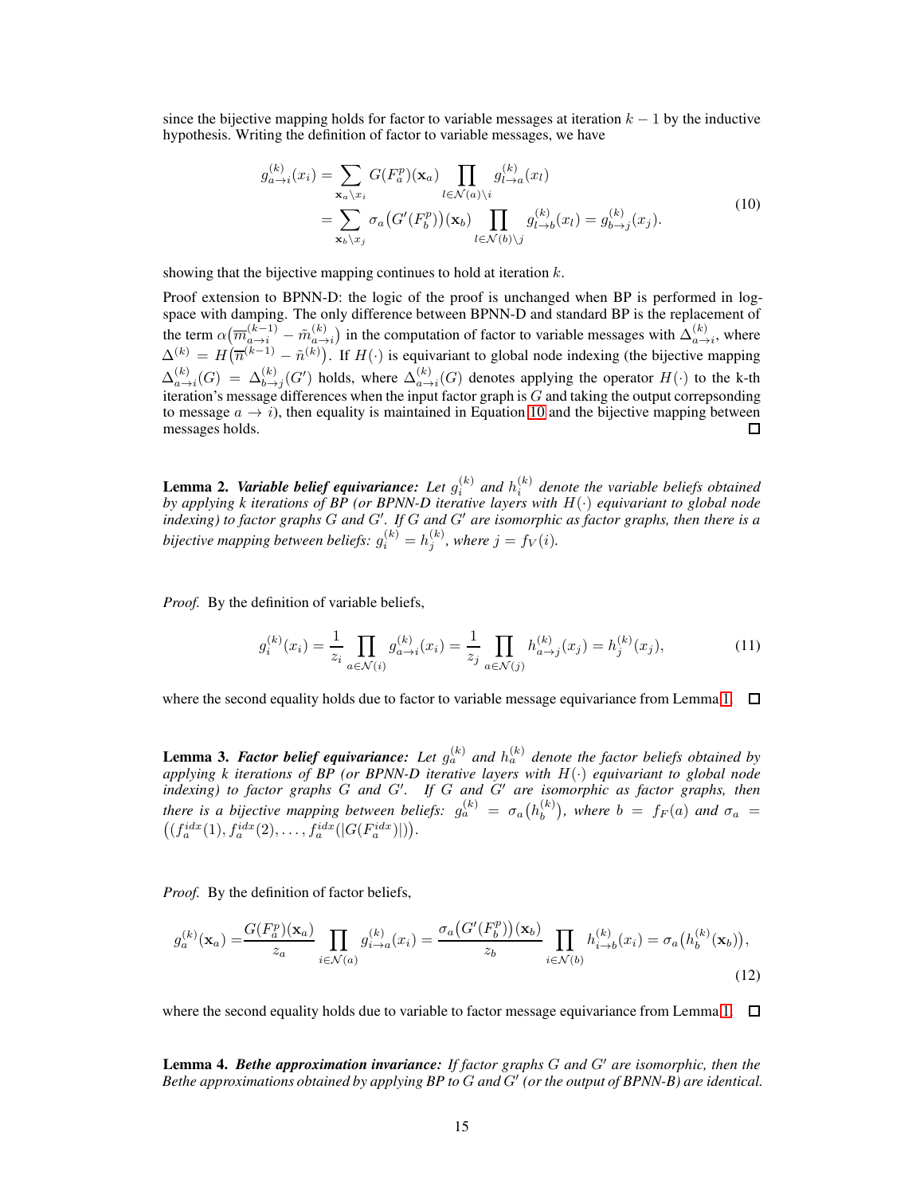since the bijective mapping holds for factor to variable messages at iteration $k-1$ by the inductive hypothesis. Writing the definition of factor to variable messages, we have

$$
\begin{aligned}
g_{a\to i}^{(k)}(x_i) &= \sum_{\mathbf{x}_a \setminus x_i} G(F_a^p)(\mathbf{x}_a) \prod_{l \in \mathcal{N}(a)\setminus i} g_{l\to a}^{(k)}(x_l) \\
&= \sum_{\mathbf{x}_b \setminus x_j} \sigma_a\big(G'(F_b^p)\big)(\mathbf{x}_b) \prod_{l \in \mathcal{N}(b)\setminus j} g_{l\to b}^{(k)}(x_l) = g_{b\to j}^{(k)}(x_j).
\end{aligned} \tag{10}
$$

showing that the bijective mapping continues to hold at iteration $k$.

Proof extension to BPNN-D: the logic of the proof is unchanged when BP is performed in log-space with damping. The only difference between BPNN-D and standard BP is the replacement of the term $\alpha\big(\overline{m}_{a\to i}^{(k-1)} - \tilde{m}_{a\to i}^{(k)}\big)$ in the computation of factor to variable messages with $\Delta_{a\to i}^{(k)}$, where $\Delta^{(k)} = H\big(\overline{n}^{(k-1)} - \tilde{n}^{(k)}\big)$. If $H(\cdot)$ is equivariant to global node indexing (the bijective mapping $\Delta_{a\to i}^{(k)}(G) = \Delta_{b\to j}^{(k)}(G')$ holds, where $\Delta_{a\to i}^{(k)}(G)$ denotes applying the operator $H(\cdot)$ to the k-th iteration's message differences when the input factor graph is $G$ and taking the output correpsonding to message $a \to i$), then equality is maintained in Equation 10 and the bijective mapping between messages holds. □

**Lemma 2.** ***Variable belief equivariance:*** *Let $g_i^{(k)}$ and $h_i^{(k)}$ denote the variable beliefs obtained by applying k iterations of BP (or BPNN-D iterative layers with $H(\cdot)$ equivariant to global node indexing) to factor graphs $G$ and $G'$. If $G$ and $G'$ are isomorphic as factor graphs, then there is a bijective mapping between beliefs: $g_i^{(k)} = h_j^{(k)}$, where $j = f_V(i)$.*

*Proof.* By the definition of variable beliefs,

$$
g_i^{(k)}(x_i) = \frac{1}{z_i} \prod_{a \in \mathcal{N}(i)} g_{a\to i}^{(k)}(x_i) = \frac{1}{z_j} \prod_{a \in \mathcal{N}(j)} h_{a\to j}^{(k)}(x_j) = h_j^{(k)}(x_j), \tag{11}
$$

where the second equality holds due to factor to variable message equivariance from Lemma 1. □

**Lemma 3.** ***Factor belief equivariance:*** *Let $g_a^{(k)}$ and $h_a^{(k)}$ denote the factor beliefs obtained by applying k iterations of BP (or BPNN-D iterative layers with $H(\cdot)$ equivariant to global node indexing) to factor graphs $G$ and $G'$. If $G$ and $G'$ are isomorphic as factor graphs, then there is a bijective mapping between beliefs: $g_a^{(k)} = \sigma_a\big(h_b^{(k)}\big)$, where $b = f_F(a)$ and $\sigma_a = \big((f_a^{idx}(1), f_a^{idx}(2), \dots, f_a^{idx}(|G(F_a^{idx})|)\big)$.*

*Proof.* By the definition of factor beliefs,

$$
g_a^{(k)}(\mathbf{x}_a) = \frac{G(F_a^p)(\mathbf{x}_a)}{z_a} \prod_{i \in \mathcal{N}(a)} g_{i\to a}^{(k)}(x_i) = \frac{\sigma_a\big(G'(F_b^p)\big)(\mathbf{x}_b)}{z_b} \prod_{i \in \mathcal{N}(b)} h_{i\to b}^{(k)}(x_i) = \sigma_a\big(h_b^{(k)}(\mathbf{x}_b)\big), \tag{12}
$$

where the second equality holds due to variable to factor message equivariance from Lemma 1. □

**Lemma 4.** ***Bethe approximation invariance:*** *If factor graphs $G$ and $G'$ are isomorphic, then the Bethe approximations obtained by applying BP to $G$ and $G'$ (or the output of BPNN-B) are identical.*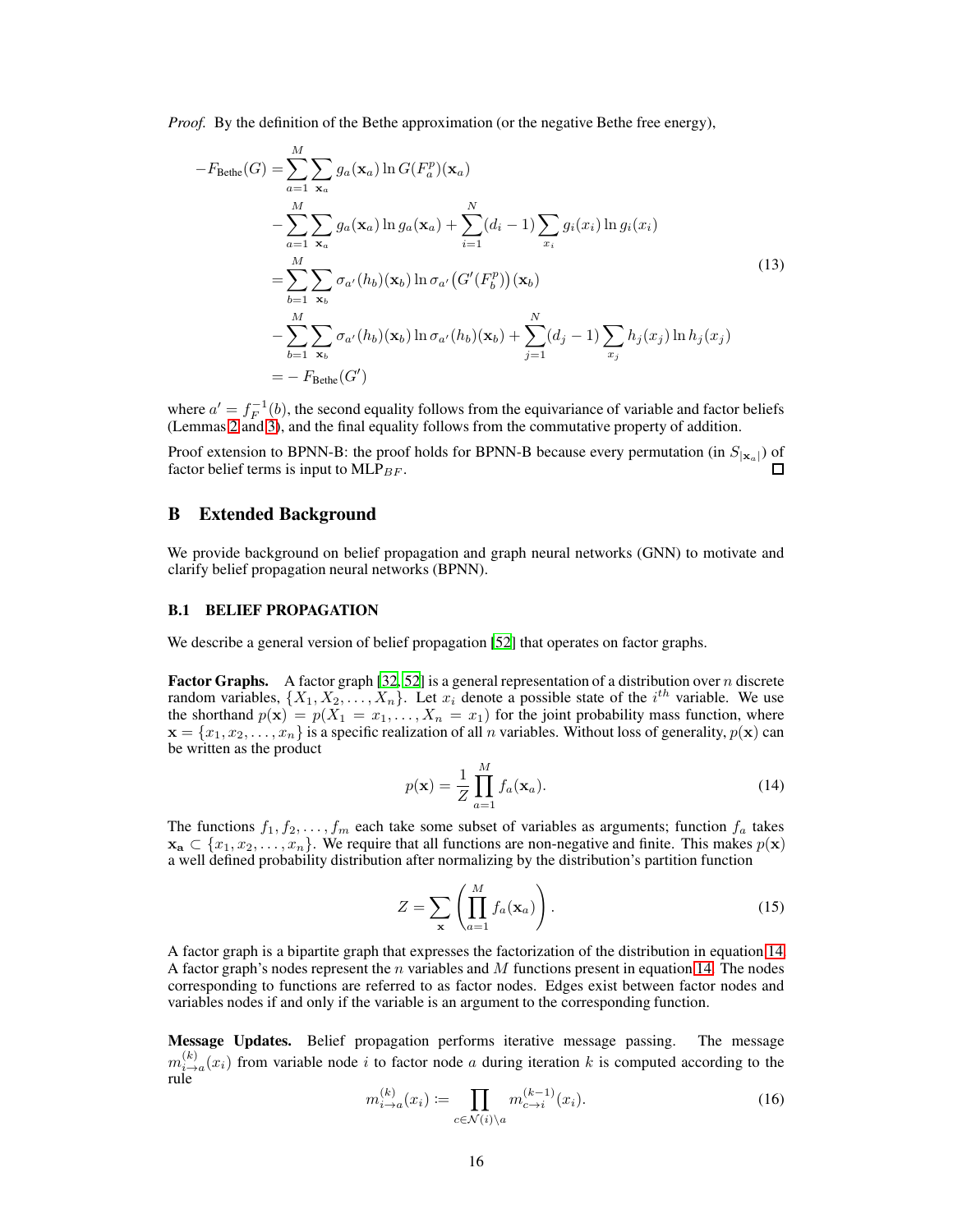*Proof.* By the definition of the Bethe approximation (or the negative Bethe free energy),

$$
\begin{aligned}
-F_{\text{Bethe}}(G) &= \sum_{a=1}^{M} \sum_{\mathbf{x}_a} g_a(\mathbf{x}_a) \ln G(F_a^p)(\mathbf{x}_a) \\
&\quad - \sum_{a=1}^{M} \sum_{\mathbf{x}_a} g_a(\mathbf{x}_a) \ln g_a(\mathbf{x}_a) + \sum_{i=1}^{N} (d_i - 1) \sum_{x_i} g_i(x_i) \ln g_i(x_i) \\
&= \sum_{b=1}^{M} \sum_{\mathbf{x}_b} \sigma_{a'}(h_b)(\mathbf{x}_b) \ln \sigma_{a'}\big(G'(F_b^p)\big)(\mathbf{x}_b) \\
&\quad - \sum_{b=1}^{M} \sum_{\mathbf{x}_b} \sigma_{a'}(h_b)(\mathbf{x}_b) \ln \sigma_{a'}(h_b)(\mathbf{x}_b) + \sum_{j=1}^{N} (d_j - 1) \sum_{x_j} h_j(x_j) \ln h_j(x_j) \\
&= -F_{\text{Bethe}}(G')
\end{aligned}
\tag{13}
$$

where $a' = f_F^{-1}(b)$, the second equality follows from the equivariance of variable and factor beliefs (Lemmas 2 and 3), and the final equality follows from the commutative property of addition.

Proof extension to BPNN-B: the proof holds for BPNN-B because every permutation (in $S_{|\mathbf{x}_a|}$) of factor belief terms is input to $\text{MLP}_{BF}$. □

## B Extended Background

We provide background on belief propagation and graph neural networks (GNN) to motivate and clarify belief propagation neural networks (BPNN).

### B.1 BELIEF PROPAGATION

We describe a general version of belief propagation [52] that operates on factor graphs.

**Factor Graphs.** A factor graph [32, 52] is a general representation of a distribution over $n$ discrete random variables, $\{X_1, X_2, \ldots, X_n\}$. Let $x_i$ denote a possible state of the $i^{th}$ variable. We use the shorthand $p(\mathbf{x}) = p(X_1 = x_1, \ldots, X_n = x_1)$ for the joint probability mass function, where $\mathbf{x} = \{x_1, x_2, \ldots, x_n\}$ is a specific realization of all $n$ variables. Without loss of generality, $p(\mathbf{x})$ can be written as the product

$$
p(\mathbf{x}) = \frac{1}{Z} \prod_{a=1}^{M} f_a(\mathbf{x}_a). \tag{14}
$$

The functions $f_1, f_2, \ldots, f_m$ each take some subset of variables as arguments; function $f_a$ takes $\mathbf{x_a} \subset \{x_1, x_2, \ldots, x_n\}$. We require that all functions are non-negative and finite. This makes $p(\mathbf{x})$ a well defined probability distribution after normalizing by the distribution's partition function

$$
Z = \sum_{\mathbf{x}} \left( \prod_{a=1}^{M} f_a(\mathbf{x}_a) \right). \tag{15}
$$

A factor graph is a bipartite graph that expresses the factorization of the distribution in equation 14. A factor graph's nodes represent the $n$ variables and $M$ functions present in equation 14. The nodes corresponding to functions are referred to as factor nodes. Edges exist between factor nodes and variables nodes if and only if the variable is an argument to the corresponding function.

**Message Updates.** Belief propagation performs iterative message passing. The message $m_{i \to a}^{(k)}(x_i)$ from variable node $i$ to factor node $a$ during iteration $k$ is computed according to the rule

$$
m_{i \to a}^{(k)}(x_i) \coloneqq \prod_{c \in \mathcal{N}(i) \setminus a} m_{c \to i}^{(k-1)}(x_i). \tag{16}
$$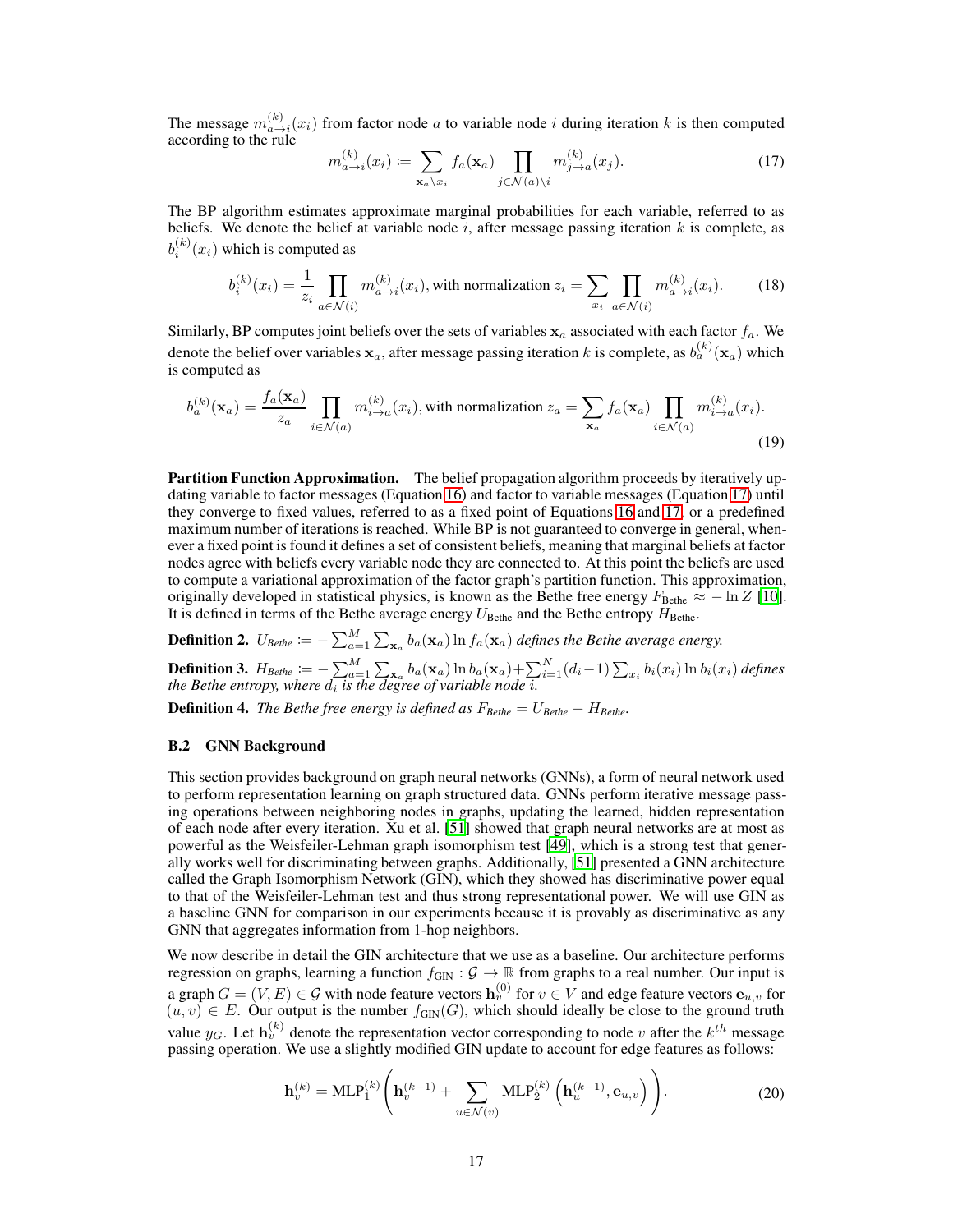The message $m_{a \to i}^{(k)}(x_i)$ from factor node $a$ to variable node $i$ during iteration $k$ is then computed according to the rule

$$m_{a \to i}^{(k)}(x_i) := \sum_{\mathbf{x}_a \setminus x_i} f_a(\mathbf{x}_a) \prod_{j \in \mathcal{N}(a) \setminus i} m_{j \to a}^{(k)}(x_j). \tag{17}$$

The BP algorithm estimates approximate marginal probabilities for each variable, referred to as beliefs. We denote the belief at variable node $i$, after message passing iteration $k$ is complete, as $b_i^{(k)}(x_i)$ which is computed as

$$b_i^{(k)}(x_i) = \frac{1}{z_i} \prod_{a \in \mathcal{N}(i)} m_{a \to i}^{(k)}(x_i), \text{with normalization } z_i = \sum_{x_i} \prod_{a \in \mathcal{N}(i)} m_{a \to i}^{(k)}(x_i). \tag{18}$$

Similarly, BP computes joint beliefs over the sets of variables $\mathbf{x}_a$ associated with each factor $f_a$. We denote the belief over variables $\mathbf{x}_a$, after message passing iteration $k$ is complete, as $b_a^{(k)}(\mathbf{x}_a)$ which is computed as

$$b_a^{(k)}(\mathbf{x}_a) = \frac{f_a(\mathbf{x}_a)}{z_a} \prod_{i \in \mathcal{N}(a)} m_{i \to a}^{(k)}(x_i), \text{with normalization } z_a = \sum_{\mathbf{x}_a} f_a(\mathbf{x}_a) \prod_{i \in \mathcal{N}(a)} m_{i \to a}^{(k)}(x_i). \tag{19}$$

**Partition Function Approximation.** The belief propagation algorithm proceeds by iteratively updating variable to factor messages (Equation 16) and factor to variable messages (Equation 17) until they converge to fixed values, referred to as a fixed point of Equations 16 and 17, or a predefined maximum number of iterations is reached. While BP is not guaranteed to converge in general, whenever a fixed point is found it defines a set of consistent beliefs, meaning that marginal beliefs at factor nodes agree with beliefs every variable node they are connected to. At this point the beliefs are used to compute a variational approximation of the factor graph's partition function. This approximation, originally developed in statistical physics, is known as the Bethe free energy $F_{\text{Bethe}} \approx -\ln Z$ [10]. It is defined in terms of the Bethe average energy $U_{\text{Bethe}}$ and the Bethe entropy $H_{\text{Bethe}}$.

**Definition 2.** $U_{\text{Bethe}} := -\sum_{a=1}^{M} \sum_{\mathbf{x}_a} b_a(\mathbf{x}_a) \ln f_a(\mathbf{x}_a)$ *defines the Bethe average energy.*

**Definition 3.** $H_{\text{Bethe}} := -\sum_{a=1}^{M} \sum_{\mathbf{x}_a} b_a(\mathbf{x}_a) \ln b_a(\mathbf{x}_a) + \sum_{i=1}^{N} (d_i - 1) \sum_{x_i} b_i(x_i) \ln b_i(x_i)$ *defines the Bethe entropy, where $d_i$ is the degree of variable node $i$.*

**Definition 4.** *The Bethe free energy is defined as $F_{\text{Bethe}} = U_{\text{Bethe}} - H_{\text{Bethe}}$.*

### B.2 GNN Background

This section provides background on graph neural networks (GNNs), a form of neural network used to perform representation learning on graph structured data. GNNs perform iterative message passing operations between neighboring nodes in graphs, updating the learned, hidden representation of each node after every iteration. Xu et al. [51] showed that graph neural networks are at most as powerful as the Weisfeiler-Lehman graph isomorphism test [49], which is a strong test that generally works well for discriminating between graphs. Additionally, [51] presented a GNN architecture called the Graph Isomorphism Network (GIN), which they showed has discriminative power equal to that of the Weisfeiler-Lehman test and thus strong representational power. We will use GIN as a baseline GNN for comparison in our experiments because it is provably as discriminative as any GNN that aggregates information from 1-hop neighbors.

We now describe in detail the GIN architecture that we use as a baseline. Our architecture performs regression on graphs, learning a function $f_{\text{GIN}} : \mathcal{G} \to \mathbb{R}$ from graphs to a real number. Our input is a graph $G = (V, E) \in \mathcal{G}$ with node feature vectors $\mathbf{h}_v^{(0)}$ for $v \in V$ and edge feature vectors $\mathbf{e}_{u,v}$ for $(u, v) \in E$. Our output is the number $f_{\text{GIN}}(G)$, which should ideally be close to the ground truth value $y_G$. Let $\mathbf{h}_v^{(k)}$ denote the representation vector corresponding to node $v$ after the $k^{th}$ message passing operation. We use a slightly modified GIN update to account for edge features as follows:

$$\mathbf{h}_v^{(k)} = \text{MLP}_1^{(k)} \left( \mathbf{h}_v^{(k-1)} + \sum_{u \in \mathcal{N}(v)} \text{MLP}_2^{(k)} \left( \mathbf{h}_u^{(k-1)}, \mathbf{e}_{u,v} \right) \right). \tag{20}$$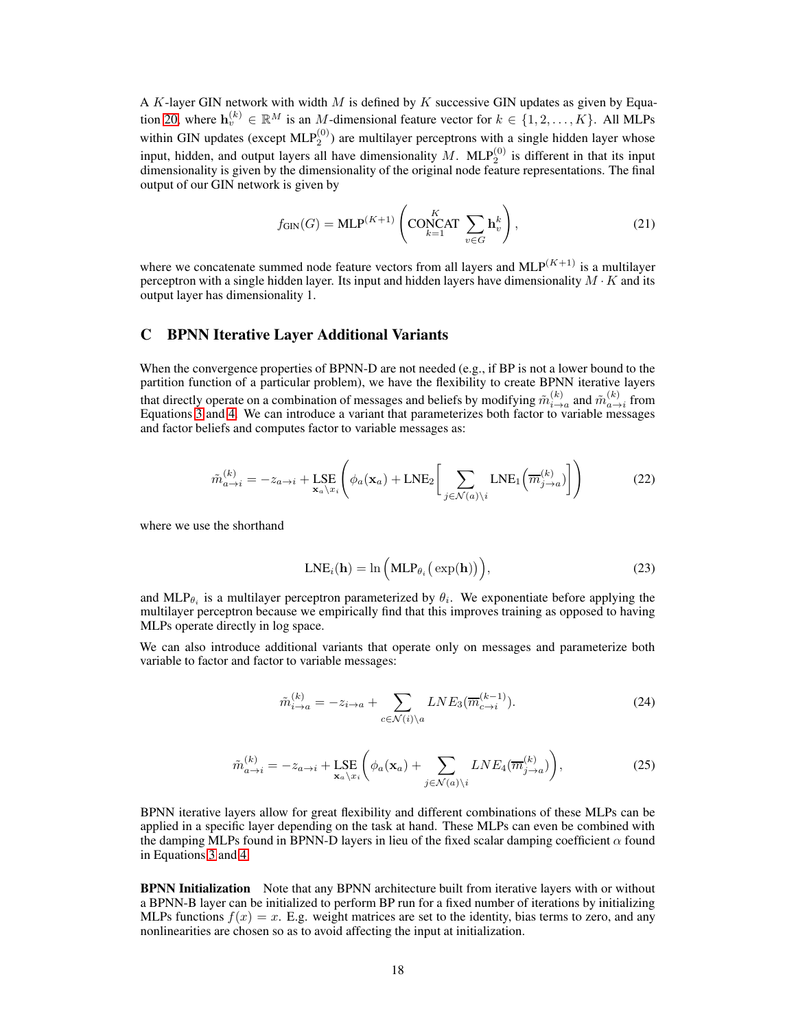A $K$-layer GIN network with width $M$ is defined by $K$ successive GIN updates as given by Equation 20, where $\mathbf{h}_v^{(k)} \in \mathbb{R}^M$ is an $M$-dimensional feature vector for $k \in \{1, 2, \ldots, K\}$. All MLPs within GIN updates (except $\text{MLP}_2^{(0)}$) are multilayer perceptrons with a single hidden layer whose input, hidden, and output layers all have dimensionality $M$. $\text{MLP}_2^{(0)}$ is different in that its input dimensionality is given by the dimensionality of the original node feature representations. The final output of our GIN network is given by

$$f_{\text{GIN}}(G) = \text{MLP}^{(K+1)}\left(\underset{k=1}{\overset{K}{\text{CONCAT}}} \sum_{v \in G} \mathbf{h}_v^k\right), \tag{21}$$

where we concatenate summed node feature vectors from all layers and $\text{MLP}^{(K+1)}$ is a multilayer perceptron with a single hidden layer. Its input and hidden layers have dimensionality $M \cdot K$ and its output layer has dimensionality 1.

## C BPNN Iterative Layer Additional Variants

When the convergence properties of BPNN-D are not needed (e.g., if BP is not a lower bound to the partition function of a particular problem), we have the flexibility to create BPNN iterative layers that directly operate on a combination of messages and beliefs by modifying $\tilde{m}_{i\to a}^{(k)}$ and $\tilde{m}_{a\to i}^{(k)}$ from Equations 3 and 4. We can introduce a variant that parameterizes both factor to variable messages and factor beliefs and computes factor to variable messages as:

$$\tilde{m}_{a\to i}^{(k)} = -z_{a\to i} + \underset{\mathbf{x}_a \setminus x_i}{\text{LSE}}\left(\phi_a(\mathbf{x}_a) + \text{LNE}_2\left[\sum_{j \in \mathcal{N}(a)\setminus i} \text{LNE}_1\left(\overline{m}_{j\to a}^{(k)}\right)\right]\right) \tag{22}$$

where we use the shorthand

$$\text{LNE}_i(\mathbf{h}) = \ln\Big(\text{MLP}_{\theta_i}\big(\exp(\mathbf{h})\big)\Big), \tag{23}$$

and $\text{MLP}_{\theta_i}$ is a multilayer perceptron parameterized by $\theta_i$. We exponentiate before applying the multilayer perceptron because we empirically find that this improves training as opposed to having MLPs operate directly in log space.

We can also introduce additional variants that operate only on messages and parameterize both variable to factor and factor to variable messages:

$$\tilde{m}_{i\to a}^{(k)} = -z_{i\to a} + \sum_{c \in \mathcal{N}(i)\setminus a} LNE_3(\overline{m}_{c\to i}^{(k-1)}). \tag{24}$$

$$\tilde{m}_{a\to i}^{(k)} = -z_{a\to i} + \underset{\mathbf{x}_a \setminus x_i}{\text{LSE}}\left(\phi_a(\mathbf{x}_a) + \sum_{j \in \mathcal{N}(a)\setminus i} LNE_4(\overline{m}_{j\to a}^{(k)})\right), \tag{25}$$

BPNN iterative layers allow for great flexibility and different combinations of these MLPs can be applied in a specific layer depending on the task at hand. These MLPs can even be combined with the damping MLPs found in BPNN-D layers in lieu of the fixed scalar damping coefficient $\alpha$ found in Equations 3 and 4.

**BPNN Initialization** Note that any BPNN architecture built from iterative layers with or without a BPNN-B layer can be initialized to perform BP run for a fixed number of iterations by initializing MLPs functions $f(x) = x$. E.g. weight matrices are set to the identity, bias terms to zero, and any nonlinearities are chosen so as to avoid affecting the input at initialization.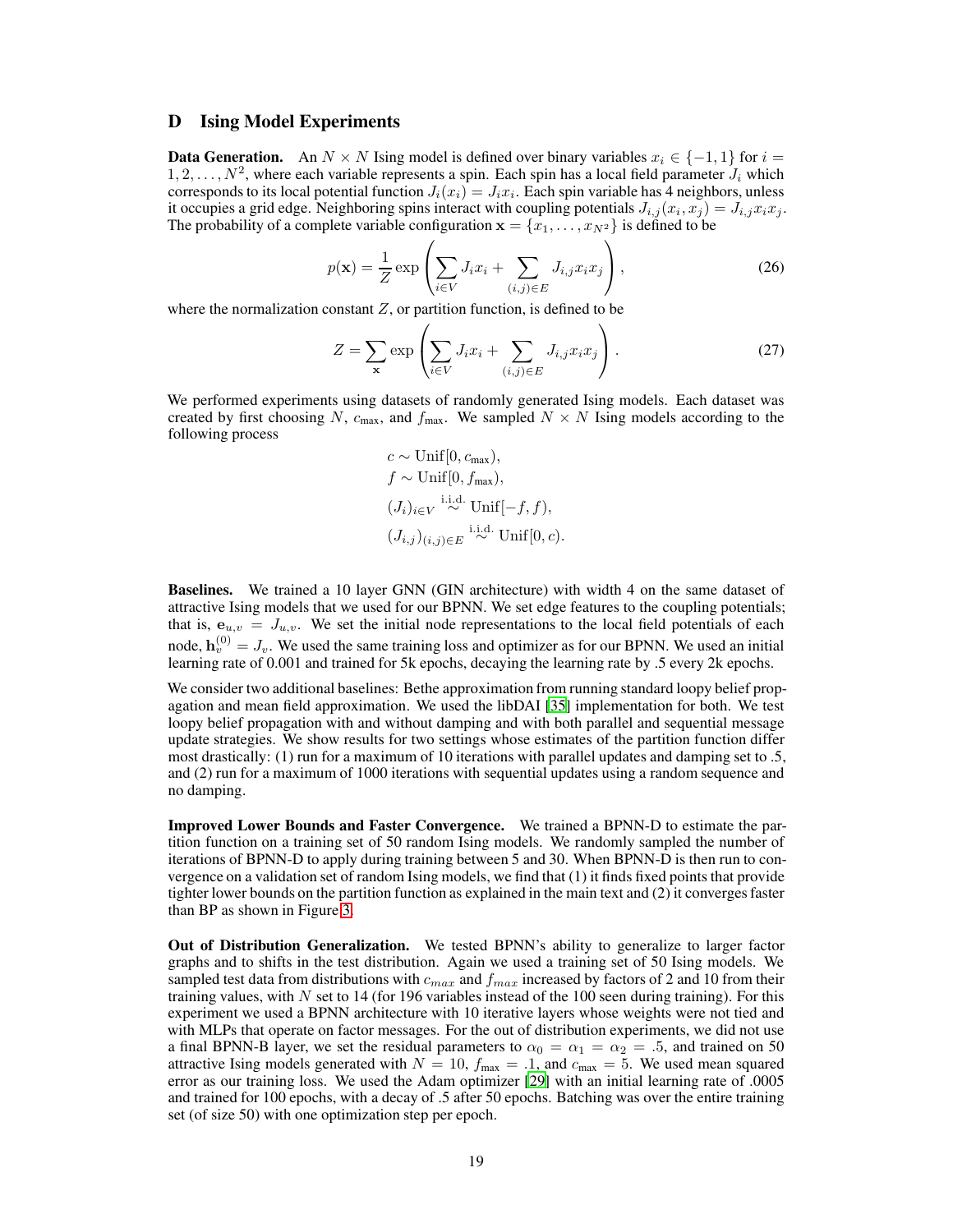## D Ising Model Experiments

**Data Generation.** An $N \times N$ Ising model is defined over binary variables $x_i \in \{-1, 1\}$ for $i = 1, 2, \ldots, N^2$, where each variable represents a spin. Each spin has a local field parameter $J_i$ which corresponds to its local potential function $J_i(x_i) = J_i x_i$. Each spin variable has 4 neighbors, unless it occupies a grid edge. Neighboring spins interact with coupling potentials $J_{i,j}(x_i, x_j) = J_{i,j} x_i x_j$. The probability of a complete variable configuration $\mathbf{x} = \{x_1, \ldots, x_{N^2}\}$ is defined to be

$$p(\mathbf{x}) = \frac{1}{Z} \exp\left(\sum_{i \in V} J_i x_i + \sum_{(i,j) \in E} J_{i,j} x_i x_j\right), \tag{26}$$

where the normalization constant $Z$, or partition function, is defined to be

$$Z = \sum_{\mathbf{x}} \exp\left(\sum_{i \in V} J_i x_i + \sum_{(i,j) \in E} J_{i,j} x_i x_j\right). \tag{27}$$

We performed experiments using datasets of randomly generated Ising models. Each dataset was created by first choosing $N$, $c_{\text{max}}$, and $f_{\text{max}}$. We sampled $N \times N$ Ising models according to the following process

$$\begin{aligned}
&c \sim \text{Unif}[0, c_{\text{max}}), \\
&f \sim \text{Unif}[0, f_{\text{max}}), \\
&(J_i)_{i \in V} \overset{\text{i.i.d.}}{\sim} \text{Unif}[-f, f), \\
&(J_{i,j})_{(i,j) \in E} \overset{\text{i.i.d.}}{\sim} \text{Unif}[0, c).
\end{aligned}$$

**Baselines.** We trained a 10 layer GNN (GIN architecture) with width 4 on the same dataset of attractive Ising models that we used for our BPNN. We set edge features to the coupling potentials; that is, $\mathbf{e}_{u,v} = J_{u,v}$. We set the initial node representations to the local field potentials of each node, $\mathbf{h}_v^{(0)} = J_v$. We used the same training loss and optimizer as for our BPNN. We used an initial learning rate of 0.001 and trained for 5k epochs, decaying the learning rate by .5 every 2k epochs.

We consider two additional baselines: Bethe approximation from running standard loopy belief propagation and mean field approximation. We used the libDAI [35] implementation for both. We test loopy belief propagation with and without damping and with both parallel and sequential message update strategies. We show results for two settings whose estimates of the partition function differ most drastically: (1) run for a maximum of 10 iterations with parallel updates and damping set to .5, and (2) run for a maximum of 1000 iterations with sequential updates using a random sequence and no damping.

**Improved Lower Bounds and Faster Convergence.** We trained a BPNN-D to estimate the partition function on a training set of 50 random Ising models. We randomly sampled the number of iterations of BPNN-D to apply during training between 5 and 30. When BPNN-D is then run to convergence on a validation set of random Ising models, we find that (1) it finds fixed points that provide tighter lower bounds on the partition function as explained in the main text and (2) it converges faster than BP as shown in Figure 3.

**Out of Distribution Generalization.** We tested BPNN's ability to generalize to larger factor graphs and to shifts in the test distribution. Again we used a training set of 50 Ising models. We sampled test data from distributions with $c_{max}$ and $f_{max}$ increased by factors of 2 and 10 from their training values, with $N$ set to 14 (for 196 variables instead of the 100 seen during training). For this experiment we used a BPNN architecture with 10 iterative layers whose weights were not tied and with MLPs that operate on factor messages. For the out of distribution experiments, we did not use a final BPNN-B layer, we set the residual parameters to $\alpha_0 = \alpha_1 = \alpha_2 = .5$, and trained on 50 attractive Ising models generated with $N = 10$, $f_{\text{max}} = .1$, and $c_{\text{max}} = 5$. We used mean squared error as our training loss. We used the Adam optimizer [29] with an initial learning rate of .0005 and trained for 100 epochs, with a decay of .5 after 50 epochs. Batching was over the entire training set (of size 50) with one optimization step per epoch.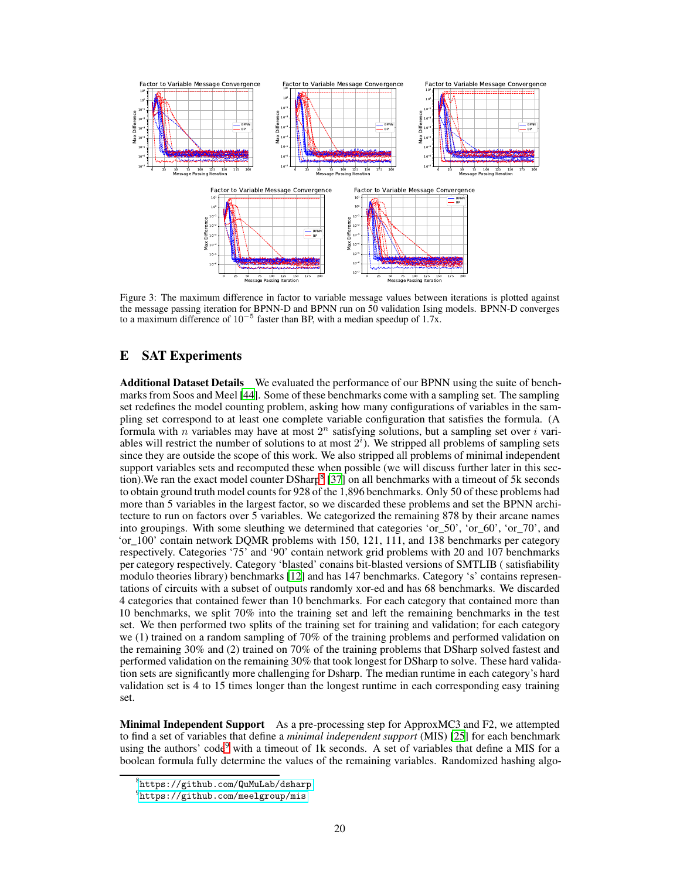Figure 3: The maximum difference in factor to variable message values between iterations is plotted against the message passing iteration for BPNN-D and BPNN run on 50 validation Ising models. BPNN-D converges to a maximum difference of $10^{-5}$ faster than BP, with a median speedup of 1.7x.

## E SAT Experiments

**Additional Dataset Details** We evaluated the performance of our BPNN using the suite of benchmarks from Soos and Meel [44]. Some of these benchmarks come with a sampling set. The sampling set redefines the model counting problem, asking how many configurations of variables in the sampling set correspond to at least one complete variable configuration that satisfies the formula. (A formula with $n$ variables may have at most $2^n$ satisfying solutions, but a sampling set over $i$ variables will restrict the number of solutions to at most $2^i$). We stripped all problems of sampling sets since they are outside the scope of this work. We also stripped all problems of minimal independent support variables sets and recomputed these when possible (we will discuss further later in this section).We ran the exact model counter DSharp[8] [37] on all benchmarks with a timeout of 5k seconds to obtain ground truth model counts for 928 of the 1,896 benchmarks. Only 50 of these problems had more than 5 variables in the largest factor, so we discarded these problems and set the BPNN architecture to run on factors over 5 variables. We categorized the remaining 878 by their arcane names into groupings. With some sleuthing we determined that categories 'or_50', 'or_60', 'or_70', and 'or_100' contain network DQMR problems with 150, 121, 111, and 138 benchmarks per category respectively. Categories '75' and '90' contain network grid problems with 20 and 107 benchmarks per category respectively. Category 'blasted' conains bit-blasted versions of SMTLIB ( satisfiability modulo theories library) benchmarks [12] and has 147 benchmarks. Category 's' contains representations of circuits with a subset of outputs randomly xor-ed and has 68 benchmarks. We discarded 4 categories that contained fewer than 10 benchmarks. For each category that contained more than 10 benchmarks, we split 70% into the training set and left the remaining benchmarks in the test set. We then performed two splits of the training set for training and validation; for each category we (1) trained on a random sampling of 70% of the training problems and performed validation on the remaining 30% and (2) trained on 70% of the training problems that DSharp solved fastest and performed validation on the remaining 30% that took longest for DSharp to solve. These hard validation sets are significantly more challenging for Dsharp. The median runtime in each category's hard validation set is 4 to 15 times longer than the longest runtime in each corresponding easy training set.

**Minimal Independent Support** As a pre-processing step for ApproxMC3 and F2, we attempted to find a set of variables that define a *minimal independent support* (MIS) [25] for each benchmark using the authors' code[9] with a timeout of 1k seconds. A set of variables that define a MIS for a boolean formula fully determine the values of the remaining variables. Randomized hashing algo-

[8] https://github.com/QuMuLab/dsharp

[9] https://github.com/meelgroup/mis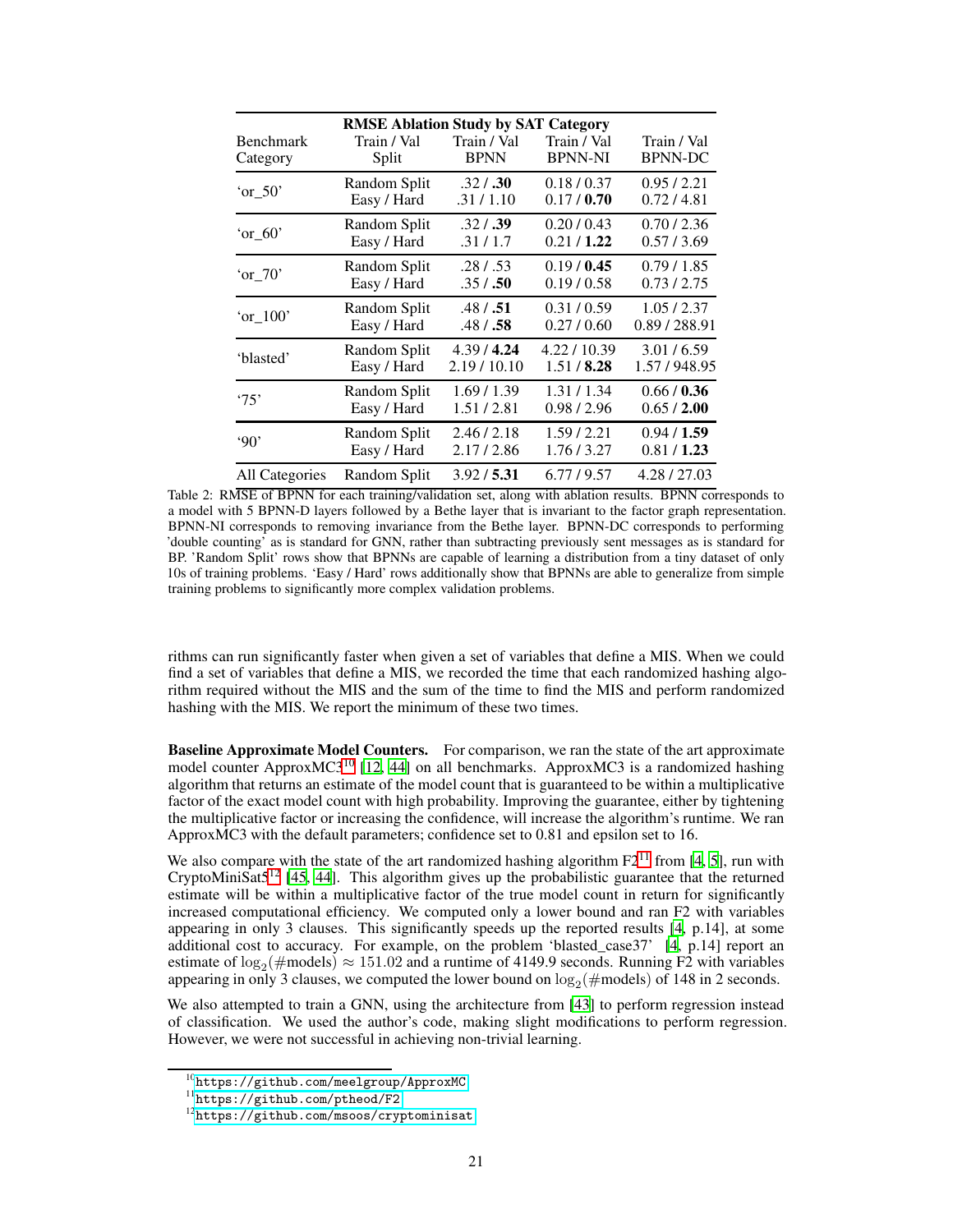| **RMSE Ablation Study by SAT Category** | | | | |
|---|---|---|---|---|
| Benchmark Category | Train / Val Split | Train / Val BPNN | Train / Val BPNN-NI | Train / Val BPNN-DC |
| 'or_50' | Random Split | .32 / **.30** | 0.18 / 0.37 | 0.95 / 2.21 |
| | Easy / Hard | .31 / 1.10 | 0.17 / **0.70** | 0.72 / 4.81 |
| 'or_60' | Random Split | .32 / **.39** | 0.20 / 0.43 | 0.70 / 2.36 |
| | Easy / Hard | .31 / 1.7 | 0.21 / **1.22** | 0.57 / 3.69 |
| 'or_70' | Random Split | .28 / .53 | 0.19 / **0.45** | 0.79 / 1.85 |
| | Easy / Hard | .35 / **.50** | 0.19 / 0.58 | 0.73 / 2.75 |
| 'or_100' | Random Split | .48 / **.51** | 0.31 / 0.59 | 1.05 / 2.37 |
| | Easy / Hard | .48 / **.58** | 0.27 / 0.60 | 0.89 / 288.91 |
| 'blasted' | Random Split | 4.39 / **4.24** | 4.22 / 10.39 | 3.01 / 6.59 |
| | Easy / Hard | 2.19 / 10.10 | 1.51 / **8.28** | 1.57 / 948.95 |
| '75' | Random Split | 1.69 / 1.39 | 1.31 / 1.34 | 0.66 / **0.36** |
| | Easy / Hard | 1.51 / 2.81 | 0.98 / 2.96 | 0.65 / **2.00** |
| '90' | Random Split | 2.46 / 2.18 | 1.59 / 2.21 | 0.94 / **1.59** |
| | Easy / Hard | 2.17 / 2.86 | 1.76 / 3.27 | 0.81 / **1.23** |
| All Categories | Random Split | 3.92 / **5.31** | 6.77 / 9.57 | 4.28 / 27.03 |

Table 2: RMSE of BPNN for each training/validation set, along with ablation results. BPNN corresponds to a model with 5 BPNN-D layers followed by a Bethe layer that is invariant to the factor graph representation. BPNN-NI corresponds to removing invariance from the Bethe layer. BPNN-DC corresponds to performing 'double counting' as is standard for GNN, rather than subtracting previously sent messages as is standard for BP. 'Random Split' rows show that BPNNs are capable of learning a distribution from a tiny dataset of only 10s of training problems. 'Easy / Hard' rows additionally show that BPNNs are able to generalize from simple training problems to significantly more complex validation problems.

rithms can run significantly faster when given a set of variables that define a MIS. When we could find a set of variables that define a MIS, we recorded the time that each randomized hashing algorithm required without the MIS and the sum of the time to find the MIS and perform randomized hashing with the MIS. We report the minimum of these two times.

**Baseline Approximate Model Counters.** For comparison, we ran the state of the art approximate model counter ApproxMC3[10] [12, 44] on all benchmarks. ApproxMC3 is a randomized hashing algorithm that returns an estimate of the model count that is guaranteed to be within a multiplicative factor of the exact model count with high probability. Improving the guarantee, either by tightening the multiplicative factor or increasing the confidence, will increase the algorithm's runtime. We ran ApproxMC3 with the default parameters; confidence set to 0.81 and epsilon set to 16.

We also compare with the state of the art randomized hashing algorithm F2[11] from [4, 5], run with CryptoMiniSat5[12] [45, 44]. This algorithm gives up the probabilistic guarantee that the returned estimate will be within a multiplicative factor of the true model count in return for significantly increased computational efficiency. We computed only a lower bound and ran F2 with variables appearing in only 3 clauses. This significantly speeds up the reported results [4, p.14], at some additional cost to accuracy. For example, on the problem 'blasted_case37' [4, p.14] report an estimate of $\log_2(\#\text{models}) \approx 151.02$ and a runtime of 4149.9 seconds. Running F2 with variables appearing in only 3 clauses, we computed the lower bound on $\log_2(\#\text{models})$ of 148 in 2 seconds.

We also attempted to train a GNN, using the architecture from [43] to perform regression instead of classification. We used the author's code, making slight modifications to perform regression. However, we were not successful in achieving non-trivial learning.

[10] https://github.com/meelgroup/ApproxMC

[11] https://github.com/ptheod/F2

[12] https://github.com/msoos/cryptominisat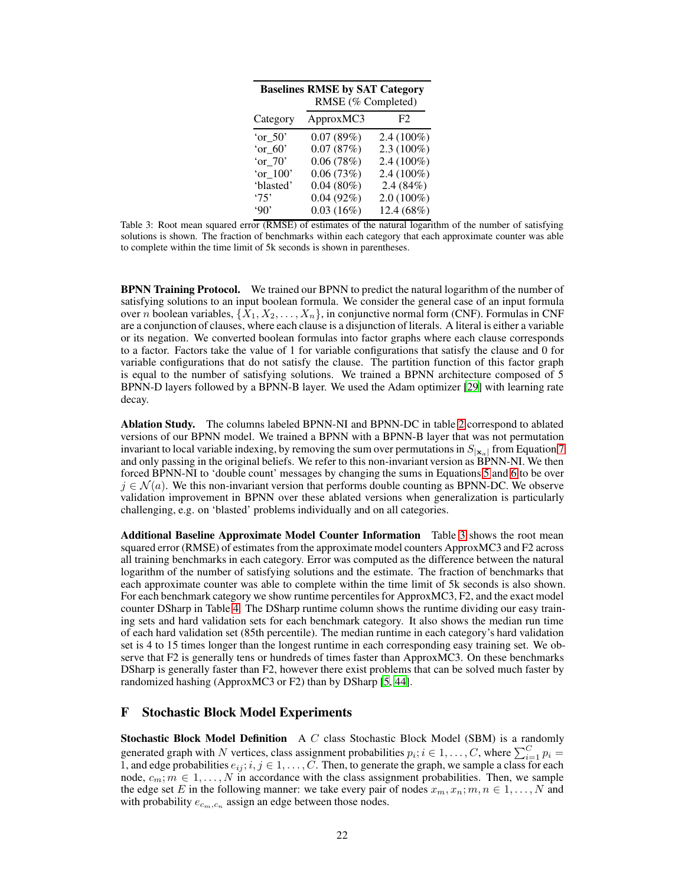| Baselines RMSE by SAT Category | | |
|---|---|---|
| | RMSE (% Completed) | |
| Category | ApproxMC3 | F2 |
| 'or_50' | 0.07 (89%) | 2.4 (100%) |
| 'or_60' | 0.07 (87%) | 2.3 (100%) |
| 'or_70' | 0.06 (78%) | 2.4 (100%) |
| 'or_100' | 0.06 (73%) | 2.4 (100%) |
| 'blasted' | 0.04 (80%) | 2.4 (84%) |
| '75' | 0.04 (92%) | 2.0 (100%) |
| '90' | 0.03 (16%) | 12.4 (68%) |

Table 3: Root mean squared error (RMSE) of estimates of the natural logarithm of the number of satisfying solutions is shown. The fraction of benchmarks within each category that each approximate counter was able to complete within the time limit of 5k seconds is shown in parentheses.

**BPNN Training Protocol.** We trained our BPNN to predict the natural logarithm of the number of satisfying solutions to an input boolean formula. We consider the general case of an input formula over $n$ boolean variables, $\{X_1, X_2, \ldots, X_n\}$, in conjunctive normal form (CNF). Formulas in CNF are a conjunction of clauses, where each clause is a disjunction of literals. A literal is either a variable or its negation. We converted boolean formulas into factor graphs where each clause corresponds to a factor. Factors take the value of 1 for variable configurations that satisfy the clause and 0 for variable configurations that do not satisfy the clause. The partition function of this factor graph is equal to the number of satisfying solutions. We trained a BPNN architecture composed of 5 BPNN-D layers followed by a BPNN-B layer. We used the Adam optimizer [29] with learning rate decay.

**Ablation Study.** The columns labeled BPNN-NI and BPNN-DC in table 2 correspond to ablated versions of our BPNN model. We trained a BPNN with a BPNN-B layer that was not permutation invariant to local variable indexing, by removing the sum over permutations in $S_{|\mathbf{x}_a|}$ from Equation 7 and only passing in the original beliefs. We refer to this non-invariant version as BPNN-NI. We then forced BPNN-NI to 'double count' messages by changing the sums in Equations 5 and 6 to be over $j \in \mathcal{N}(a)$. We this non-invariant version that performs double counting as BPNN-DC. We observe validation improvement in BPNN over these ablated versions when generalization is particularly challenging, e.g. on 'blasted' problems individually and on all categories.

**Additional Baseline Approximate Model Counter Information** Table 3 shows the root mean squared error (RMSE) of estimates from the approximate model counters ApproxMC3 and F2 across all training benchmarks in each category. Error was computed as the difference between the natural logarithm of the number of satisfying solutions and the estimate. The fraction of benchmarks that each approximate counter was able to complete within the time limit of 5k seconds is also shown. For each benchmark category we show runtime percentiles for ApproxMC3, F2, and the exact model counter DSharp in Table 4. The DSharp runtime column shows the runtime dividing our easy training sets and hard validation sets for each benchmark category. It also shows the median run time of each hard validation set (85th percentile). The median runtime in each category's hard validation set is 4 to 15 times longer than the longest runtime in each corresponding easy training set. We observe that F2 is generally tens or hundreds of times faster than ApproxMC3. On these benchmarks DSharp is generally faster than F2, however there exist problems that can be solved much faster by randomized hashing (ApproxMC3 or F2) than by DSharp [5, 44].

## F Stochastic Block Model Experiments

**Stochastic Block Model Definition** A $C$ class Stochastic Block Model (SBM) is a randomly generated graph with $N$ vertices, class assignment probabilities $p_i; i \in 1, \ldots, C$, where $\sum_{i=1}^{C} p_i = 1$, and edge probabilities $e_{ij}; i, j \in 1, \ldots, C$. Then, to generate the graph, we sample a class for each node, $c_m; m \in 1, \ldots, N$ in accordance with the class assignment probabilities. Then, we sample the edge set $E$ in the following manner: we take every pair of nodes $x_m, x_n; m, n \in 1, \ldots, N$ and with probability $e_{c_m, c_n}$ assign an edge between those nodes.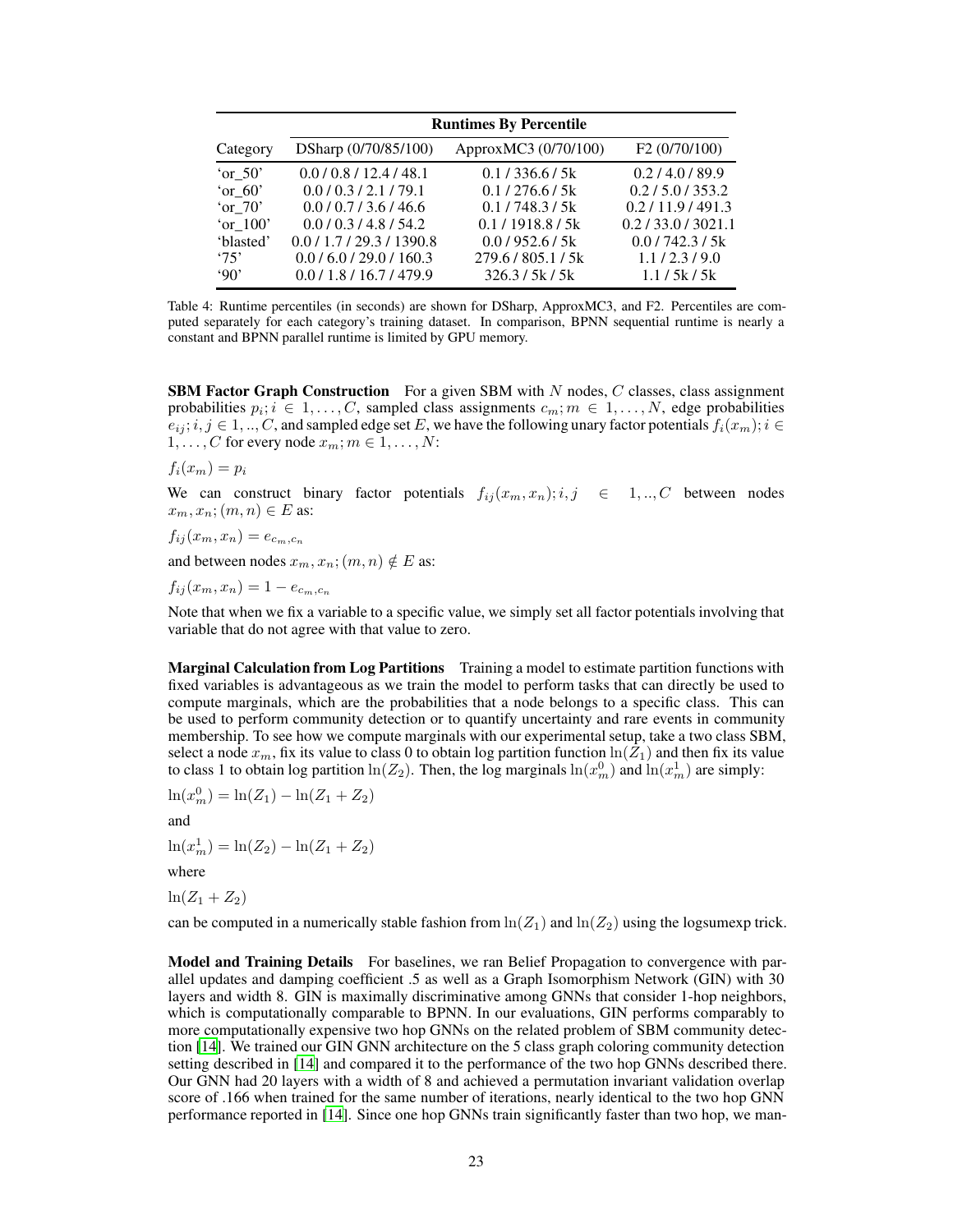| | Runtimes By Percentile | | |
|---|---|---|---|
| Category | DSharp (0/70/85/100) | ApproxMC3 (0/70/100) | F2 (0/70/100) |
| 'or_50' | 0.0 / 0.8 / 12.4 / 48.1 | 0.1 / 336.6 / 5k | 0.2 / 4.0 / 89.9 |
| 'or_60' | 0.0 / 0.3 / 2.1 / 79.1 | 0.1 / 276.6 / 5k | 0.2 / 5.0 / 353.2 |
| 'or_70' | 0.0 / 0.7 / 3.6 / 46.6 | 0.1 / 748.3 / 5k | 0.2 / 11.9 / 491.3 |
| 'or_100' | 0.0 / 0.3 / 4.8 / 54.2 | 0.1 / 1918.8 / 5k | 0.2 / 33.0 / 3021.1 |
| 'blasted' | 0.0 / 1.7 / 29.3 / 1390.8 | 0.0 / 952.6 / 5k | 0.0 / 742.3 / 5k |
| '75' | 0.0 / 6.0 / 29.0 / 160.3 | 279.6 / 805.1 / 5k | 1.1 / 2.3 / 9.0 |
| '90' | 0.0 / 1.8 / 16.7 / 479.9 | 326.3 / 5k / 5k | 1.1 / 5k / 5k |

Table 4: Runtime percentiles (in seconds) are shown for DSharp, ApproxMC3, and F2. Percentiles are computed separately for each category's training dataset. In comparison, BPNN sequential runtime is nearly a constant and BPNN parallel runtime is limited by GPU memory.

**SBM Factor Graph Construction** For a given SBM with $N$ nodes, $C$ classes, class assignment probabilities $p_i; i \in 1, \ldots, C$, sampled class assignments $c_m; m \in 1, \ldots, N$, edge probabilities $e_{ij}; i, j \in 1, .., C$, and sampled edge set $E$, we have the following unary factor potentials $f_i(x_m); i \in 1, \ldots, C$ for every node $x_m; m \in 1, \ldots, N$:

$f_i(x_m) = p_i$

We can construct binary factor potentials $f_{ij}(x_m, x_n); i, j \in 1, .., C$ between nodes $x_m, x_n; (m, n) \in E$ as:

$f_{ij}(x_m, x_n) = e_{c_m, c_n}$

and between nodes $x_m, x_n; (m, n) \notin E$ as:

$f_{ij}(x_m, x_n) = 1 - e_{c_m, c_n}$

Note that when we fix a variable to a specific value, we simply set all factor potentials involving that variable that do not agree with that value to zero.

**Marginal Calculation from Log Partitions** Training a model to estimate partition functions with fixed variables is advantageous as we train the model to perform tasks that can directly be used to compute marginals, which are the probabilities that a node belongs to a specific class. This can be used to perform community detection or to quantify uncertainty and rare events in community membership. To see how we compute marginals with our experimental setup, take a two class SBM, select a node $x_m$, fix its value to class 0 to obtain log partition function $\ln(Z_1)$ and then fix its value to class 1 to obtain log partition $\ln(Z_2)$. Then, the log marginals $\ln(x_m^0)$ and $\ln(x_m^1)$ are simply:

$\ln(x_m^0) = \ln(Z_1) - \ln(Z_1 + Z_2)$

and

$\ln(x_m^1) = \ln(Z_2) - \ln(Z_1 + Z_2)$

where

$\ln(Z_1 + Z_2)$

can be computed in a numerically stable fashion from $\ln(Z_1)$ and $\ln(Z_2)$ using the logsumexp trick.

**Model and Training Details** For baselines, we ran Belief Propagation to convergence with parallel updates and damping coefficient .5 as well as a Graph Isomorphism Network (GIN) with 30 layers and width 8. GIN is maximally discriminative among GNNs that consider 1-hop neighbors, which is computationally comparable to BPNN. In our evaluations, GIN performs comparably to more computationally expensive two hop GNNs on the related problem of SBM community detection [14]. We trained our GIN GNN architecture on the 5 class graph coloring community detection setting described in [14] and compared it to the performance of the two hop GNNs described there. Our GNN had 20 layers with a width of 8 and achieved a permutation invariant validation overlap score of .166 when trained for the same number of iterations, nearly identical to the two hop GNN performance reported in [14]. Since one hop GNNs train significantly faster than two hop, we man-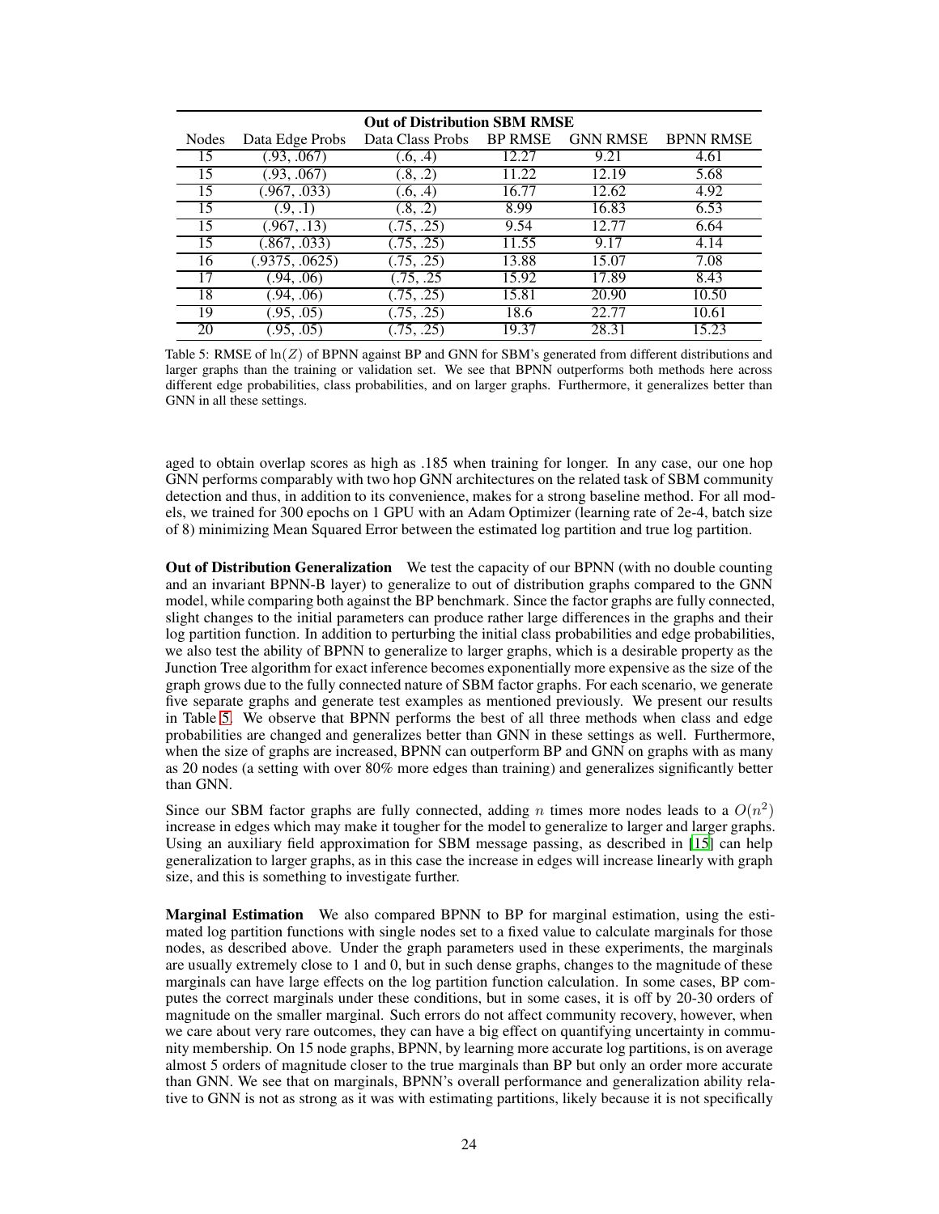| Out of Distribution SBM RMSE | | | | | |
|---|---|---|---|---|---|
| Nodes | Data Edge Probs | Data Class Probs | BP RMSE | GNN RMSE | BPNN RMSE |
| 15 | (.93, .067) | (.6, .4) | 12.27 | 9.21 | 4.61 |
| 15 | (.93, .067) | (.8, .2) | 11.22 | 12.19 | 5.68 |
| 15 | (.967, .033) | (.6, .4) | 16.77 | 12.62 | 4.92 |
| 15 | (.9, .1) | (.8, .2) | 8.99 | 16.83 | 6.53 |
| 15 | (.967, .13) | (.75, .25) | 9.54 | 12.77 | 6.64 |
| 15 | (.867, .033) | (.75, .25) | 11.55 | 9.17 | 4.14 |
| 16 | (.9375, .0625) | (.75, .25) | 13.88 | 15.07 | 7.08 |
| 17 | (.94, .06) | (.75, .25 | 15.92 | 17.89 | 8.43 |
| 18 | (.94, .06) | (.75, .25) | 15.81 | 20.90 | 10.50 |
| 19 | (.95, .05) | (.75, .25) | 18.6 | 22.77 | 10.61 |
| 20 | (.95, .05) | (.75, .25) | 19.37 | 28.31 | 15.23 |

Table 5: RMSE of $\ln(Z)$ of BPNN against BP and GNN for SBM's generated from different distributions and larger graphs than the training or validation set. We see that BPNN outperforms both methods here across different edge probabilities, class probabilities, and on larger graphs. Furthermore, it generalizes better than GNN in all these settings.

aged to obtain overlap scores as high as .185 when training for longer. In any case, our one hop GNN performs comparably with two hop GNN architectures on the related task of SBM community detection and thus, in addition to its convenience, makes for a strong baseline method. For all models, we trained for 300 epochs on 1 GPU with an Adam Optimizer (learning rate of 2e-4, batch size of 8) minimizing Mean Squared Error between the estimated log partition and true log partition.

**Out of Distribution Generalization** We test the capacity of our BPNN (with no double counting and an invariant BPNN-B layer) to generalize to out of distribution graphs compared to the GNN model, while comparing both against the BP benchmark. Since the factor graphs are fully connected, slight changes to the initial parameters can produce rather large differences in the graphs and their log partition function. In addition to perturbing the initial class probabilities and edge probabilities, we also test the ability of BPNN to generalize to larger graphs, which is a desirable property as the Junction Tree algorithm for exact inference becomes exponentially more expensive as the size of the graph grows due to the fully connected nature of SBM factor graphs. For each scenario, we generate five separate graphs and generate test examples as mentioned previously. We present our results in Table 5. We observe that BPNN performs the best of all three methods when class and edge probabilities are changed and generalizes better than GNN in these settings as well. Furthermore, when the size of graphs are increased, BPNN can outperform BP and GNN on graphs with as many as 20 nodes (a setting with over 80% more edges than training) and generalizes significantly better than GNN.

Since our SBM factor graphs are fully connected, adding $n$ times more nodes leads to a $O(n^2)$ increase in edges which may make it tougher for the model to generalize to larger and larger graphs. Using an auxiliary field approximation for SBM message passing, as described in [15] can help generalization to larger graphs, as in this case the increase in edges will increase linearly with graph size, and this is something to investigate further.

**Marginal Estimation** We also compared BPNN to BP for marginal estimation, using the estimated log partition functions with single nodes set to a fixed value to calculate marginals for those nodes, as described above. Under the graph parameters used in these experiments, the marginals are usually extremely close to 1 and 0, but in such dense graphs, changes to the magnitude of these marginals can have large effects on the log partition function calculation. In some cases, BP computes the correct marginals under these conditions, but in some cases, it is off by 20-30 orders of magnitude on the smaller marginal. Such errors do not affect community recovery, however, when we care about very rare outcomes, they can have a big effect on quantifying uncertainty in community membership. On 15 node graphs, BPNN, by learning more accurate log partitions, is on average almost 5 orders of magnitude closer to the true marginals than BP but only an order more accurate than GNN. We see that on marginals, BPNN's overall performance and generalization ability relative to GNN is not as strong as it was with estimating partitions, likely because it is not specifically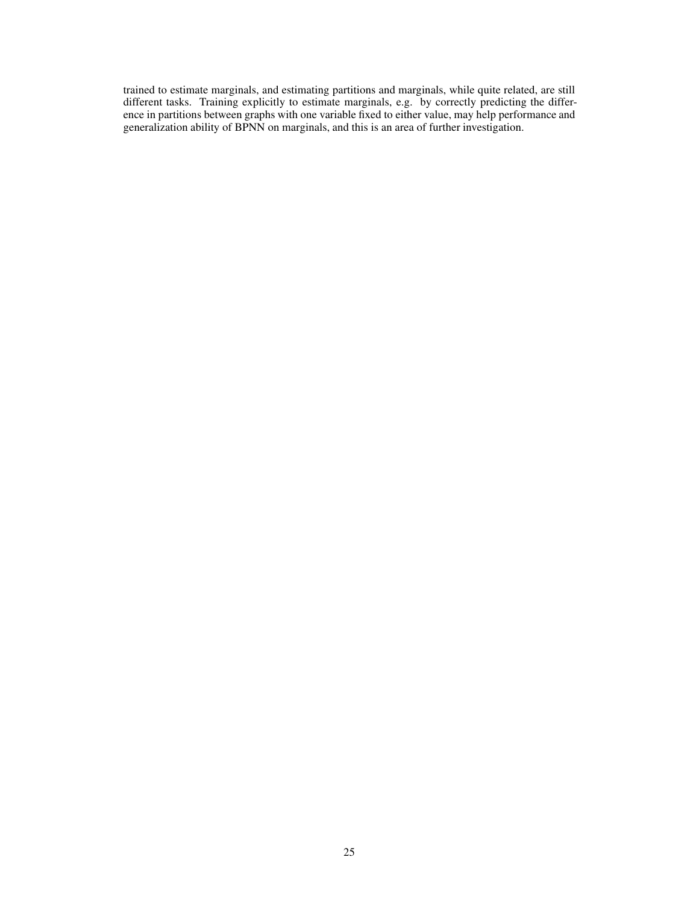trained to estimate marginals, and estimating partitions and marginals, while quite related, are still different tasks. Training explicitly to estimate marginals, e.g. by correctly predicting the difference in partitions between graphs with one variable fixed to either value, may help performance and generalization ability of BPNN on marginals, and this is an area of further investigation.